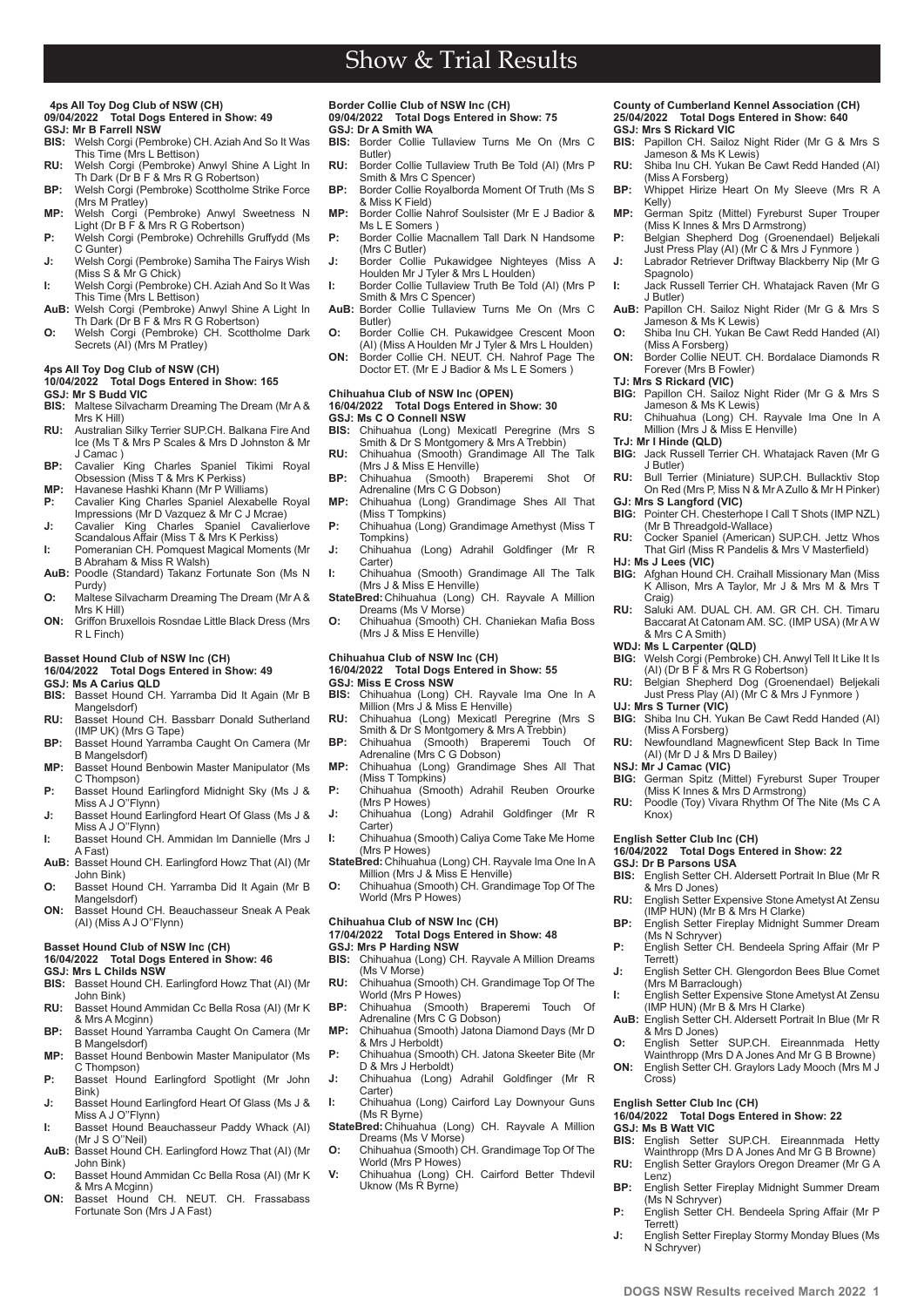# Show & Trial Results

### 4ps All Toy Dog Club of NSW (CH)
**09/04/2022 Total Dogs Entered in Show: 49**
**GSJ: Mr B Farrell NSW**

- **BIS:** Welsh Corgi (Pembroke) CH. Aziah And So It Was This Time (Mrs L Bettison)
- **RU:** Welsh Corgi (Pembroke) Anwyl Shine A Light In Th Dark (Dr B F & Mrs R G Robertson)
- **BP:** Welsh Corgi (Pembroke) Scottholme Strike Force (Mrs M Pratley)
- **MP:** Welsh Corgi (Pembroke) Anwyl Sweetness N Light (Dr B F & Mrs R G Robertson)
- **P:** Welsh Corgi (Pembroke) Ochrehills Gruffydd (Ms C Gunter)
- **J:** Welsh Corgi (Pembroke) Samiha The Fairys Wish (Miss S & Mr G Chick)
- **I:** Welsh Corgi (Pembroke) CH. Aziah And So It Was This Time (Mrs L Bettison)
- **AuB:** Welsh Corgi (Pembroke) Anwyl Shine A Light In Th Dark (Dr B F & Mrs R G Robertson)
- **O:** Welsh Corgi (Pembroke) CH. Scottholme Dark Secrets (AI) (Mrs M Pratley)

### 4ps All Toy Dog Club of NSW (CH)
**10/04/2022 Total Dogs Entered in Show: 165**
**GSJ: Mr S Budd VIC**

- **BIS:** Maltese Silvacharm Dreaming The Dream (Mr A & Mrs K Hill)
- **RU:** Australian Silky Terrier SUP.CH. Balkana Fire And Ice (Ms T & Mrs P Scales & Mrs D Johnston & Mr J Camac )
- **BP:** Cavalier King Charles Spaniel Tikimi Royal Obsession (Miss T & Mrs K Perkiss)
- **MP:** Havanese Hashki Khann (Mr P Williams)
- **P:** Cavalier King Charles Spaniel Alexabelle Royal Impressions (Mr D Vazquez & Mr C J Mcrae)
- **J:** Cavalier King Charles Spaniel Cavalierlove Scandalous Affair (Miss T & Mrs K Perkiss)
- **I:** Pomeranian CH. Pomquest Magical Moments (Mr B Abraham & Miss R Walsh)
- **AuB:** Poodle (Standard) Takanz Fortunate Son (Ms N Purdy)
- **O:** Maltese Silvacharm Dreaming The Dream (Mr A & Mrs K Hill)
- **ON:** Griffon Bruxellois Rosndae Little Black Dress (Mrs R L Finch)

### Basset Hound Club of NSW Inc (CH)
**16/04/2022 Total Dogs Entered in Show: 49**
**GSJ: Ms A Carius QLD**

- **BIS:** Basset Hound CH. Yarramba Did It Again (Mr B Mangelsdorf)
- **RU:** Basset Hound CH. Bassbarr Donald Sutherland (IMP UK) (Mrs G Tape)
- **BP:** Basset Hound Yarramba Caught On Camera (Mr B Mangelsdorf)
- **MP:** Basset Hound Benbowin Master Manipulator (Ms C Thompson)
- **P:** Basset Hound Earlingford Midnight Sky (Ms J & Miss A J O''Flynn)
- **J:** Basset Hound Earlingford Heart Of Glass (Ms J & Miss A J O''Flynn)
- **I:** Basset Hound CH. Ammidan Im Dannielle (Mrs J A Fast)
- **AuB:** Basset Hound CH. Earlingford Howz That (AI) (Mr John Bink)
- **O:** Basset Hound CH. Yarramba Did It Again (Mr B Mangelsdorf)
- **ON:** Basset Hound CH. Beauchasseur Sneak A Peak (AI) (Miss A J O''Flynn)

### Basset Hound Club of NSW Inc (CH)
**16/04/2022 Total Dogs Entered in Show: 46**
**GSJ: Mrs L Childs NSW**

- **BIS:** Basset Hound CH. Earlingford Howz That (AI) (Mr John Bink)
- **RU:** Basset Hound Ammidan Cc Bella Rosa (AI) (Mr K & Mrs A Mcginn)
- **BP:** Basset Hound Yarramba Caught On Camera (Mr B Mangelsdorf)
- **MP:** Basset Hound Benbowin Master Manipulator (Ms C Thompson)
- **P:** Basset Hound Earlingford Spotlight (Mr John Bink)
- **J:** Basset Hound Earlingford Heart Of Glass (Ms J & Miss A J O''Flynn)
- **I:** Basset Hound Beauchasseur Paddy Whack (AI) (Mr J S O''Neil)
- **AuB:** Basset Hound CH. Earlingford Howz That (AI) (Mr John Bink)
- **O:** Basset Hound Ammidan Cc Bella Rosa (AI) (Mr K & Mrs A Mcginn)
- **ON:** Basset Hound CH. NEUT. CH. Frassabass Fortunate Son (Mrs J A Fast)

### Border Collie Club of NSW Inc (CH)
**09/04/2022 Total Dogs Entered in Show: 75**
**GSJ: Dr A Smith WA**

- **BIS:** Border Collie Tullaview Turns Me On (Mrs C Butler)
- **RU:** Border Collie Tullaview Truth Be Told (AI) (Mrs P Smith & Mrs C Spencer)
- **BP:** Border Collie Royalborda Moment Of Truth (Ms S & Miss K Field)
- **MP:** Border Collie Nahrof Soulsister (Mr E J Badior & Ms L E Somers )
- **P:** Border Collie Macnallem Tall Dark N Handsome (Mrs C Butler)
- **J:** Border Collie Pukawidgee Nighteyes (Miss A Houlden Mr J Tyler & Mrs L Houlden)
- **I:** Border Collie Tullaview Truth Be Told (AI) (Mrs P Smith & Mrs C Spencer)
- **AuB:** Border Collie Tullaview Turns Me On (Mrs C Butler)
- **O:** Border Collie CH. Pukawidgee Crescent Moon (AI) (Miss A Houlden Mr J Tyler & Mrs L Houlden)
- **ON:** Border Collie CH. NEUT. CH. Nahrof Page The Doctor ET. (Mr E J Badior & Ms L E Somers )

### Chihuahua Club of NSW Inc (OPEN)
**16/04/2022 Total Dogs Entered in Show: 30**
**GSJ: Ms C O Connell NSW**

- **BIS:** Chihuahua (Long) Mexicatl Peregrine (Mrs S Smith & Dr S Montgomery & Mrs A Trebbin)
- **RU:** Chihuahua (Smooth) Grandimage All The Talk (Mrs J & Miss E Henville)
- **BP:** Chihuahua (Smooth) Braperemi Shot Of Adrenaline (Mrs C G Dobson)
- **MP:** Chihuahua (Long) Grandimage Shes All That (Miss T Tompkins)
- **P:** Chihuahua (Long) Grandimage Amethyst (Miss T Tompkins)
- **J:** Chihuahua (Long) Adrahil Goldfinger (Mr R Carter)
- **I:** Chihuahua (Smooth) Grandimage All The Talk (Mrs J & Miss E Henville)
- **StateBred:** Chihuahua (Long) CH. Rayvale A Million Dreams (Ms V Morse)
- **O:** Chihuahua (Smooth) CH. Chaniekan Mafia Boss (Mrs J & Miss E Henville)

### Chihuahua Club of NSW Inc (CH)
**16/04/2022 Total Dogs Entered in Show: 55**
**GSJ: Miss E Cross NSW**

- **BIS:** Chihuahua (Long) CH. Rayvale Ima One In A Million (Mrs J & Miss E Henville)
- **RU:** Chihuahua (Long) Mexicatl Peregrine (Mrs S Smith & Dr S Montgomery & Mrs A Trebbin)
- **BP:** Chihuahua (Smooth) Braperemi Touch Of Adrenaline (Mrs C G Dobson)
- **MP:** Chihuahua (Long) Grandimage Shes All That (Miss T Tompkins)
- **P:** Chihuahua (Smooth) Adrahil Reuben Orourke (Mrs P Howes)
- **J:** Chihuahua (Long) Adrahil Goldfinger (Mr R Carter)
- **I:** Chihuahua (Smooth) Caliya Come Take Me Home (Mrs P Howes)
- **StateBred:** Chihuahua (Long) CH. Rayvale Ima One In A Million (Mrs J & Miss E Henville)
- **O:** Chihuahua (Smooth) CH. Grandimage Top Of The World (Mrs P Howes)

### Chihuahua Club of NSW Inc (CH)
**17/04/2022 Total Dogs Entered in Show: 48**
**GSJ: Mrs P Harding NSW**

- **BIS:** Chihuahua (Long) CH. Rayvale A Million Dreams (Ms V Morse)
- **RU:** Chihuahua (Smooth) CH. Grandimage Top Of The World (Mrs P Howes)
- **BP:** Chihuahua (Smooth) Braperemi Touch Of Adrenaline (Mrs C G Dobson)
- **MP:** Chihuahua (Smooth) Jatona Diamond Days (Mr D & Mrs J Herboldt)
- **P:** Chihuahua (Smooth) CH. Jatona Skeeter Bite (Mr D & Mrs J Herboldt)
- **J:** Chihuahua (Long) Adrahil Goldfinger (Mr R Carter)
- **I:** Chihuahua (Long) Cairford Lay Downyour Guns (Ms R Byrne)
- **StateBred:** Chihuahua (Long) CH. Rayvale A Million Dreams (Ms V Morse)
- **O:** Chihuahua (Smooth) CH. Grandimage Top Of The World (Mrs P Howes)
- **V:** Chihuahua (Long) CH. Cairford Better Thdevil Uknow (Ms R Byrne)

### County of Cumberland Kennel Association (CH)
**25/04/2022 Total Dogs Entered in Show: 640**
**GSJ: Mrs S Rickard VIC**

- **BIS:** Papillon CH. Sailoz Night Rider (Mr G & Mrs S Jameson & Ms K Lewis)
- **RU:** Shiba Inu CH. Yukan Be Cawt Redd Handed (AI) (Miss A Forsberg)
- **BP:** Whippet Hirize Heart On My Sleeve (Mrs R A Kelly)
- **MP:** German Spitz (Mittel) Fyreburst Super Trouper (Miss K Innes & Mrs D Armstrong)
- **P:** Belgian Shepherd Dog (Groenendael) Beljekali Just Press Play (AI) (Mr C & Mrs J Fynmore )
- **J:** Labrador Retriever Driftway Blackberry Nip (Mr G Spagnolo)
- **I:** Jack Russell Terrier CH. Whatajack Raven (Mr G J Butler)
- **AuB:** Papillon CH. Sailoz Night Rider (Mr G & Mrs S Jameson & Ms K Lewis)
- **O:** Shiba Inu CH. Yukan Be Cawt Redd Handed (AI) (Miss A Forsberg)
- **ON:** Border Collie NEUT. CH. Bordalace Diamonds R Forever (Mrs B Fowler)

**TJ: Mrs S Rickard (VIC)**

- **BIG:** Papillon CH. Sailoz Night Rider (Mr G & Mrs S Jameson & Ms K Lewis)
- **RU:** Chihuahua (Long) CH. Rayvale Ima One In A Million (Mrs J & Miss E Henville)

**TrJ: Mr I Hinde (QLD)**

- **BIG:** Jack Russell Terrier CH. Whatajack Raven (Mr G J Butler)
- **RU:** Bull Terrier (Miniature) SUP.CH. Bullacktiv Stop On Red (Mrs P, Miss N & Mr A Zullo & Mr H Pinker)

**GJ: Mrs S Langford (VIC)**

- **BIG:** Pointer CH. Chesterhope I Call T Shots (IMP NZL) (Mr B Threadgold-Wallace)
- **RU:** Cocker Spaniel (American) SUP.CH. Jettz Whos That Girl (Miss R Pandelis & Mrs V Masterfield)

**HJ: Ms J Lees (VIC)**

- **BIG:** Afghan Hound CH. Craihall Missionary Man (Miss K Allison, Mrs A Taylor, Mr J & Mrs M & Mrs T Craig)
- **RU:** Saluki AM. DUAL CH. AM. GR CH. CH. Timaru Baccarat At Catonam AM. SC. (IMP USA) (Mr A W & Mrs C A Smith)

**WDJ: Ms L Carpenter (QLD)**

- **BIG:** Welsh Corgi (Pembroke) CH. Anwyl Tell It Like It Is (AI) (Dr B F & Mrs R G Robertson)
- **RU:** Belgian Shepherd Dog (Groenendael) Beljekali Just Press Play (AI) (Mr C & Mrs J Fynmore )

**UJ: Mrs S Turner (VIC)**

- **BIG:** Shiba Inu CH. Yukan Be Cawt Redd Handed (AI) (Miss A Forsberg)
- **RU:** Newfoundland Magnewficent Step Back In Time (AI) (Mr D J & Mrs D Bailey)

**NSJ: Mr J Camac (VIC)**

- **BIG:** German Spitz (Mittel) Fyreburst Super Trouper (Miss K Innes & Mrs D Armstrong)
- **RU:** Poodle (Toy) Vivara Rhythm Of The Nite (Ms C A Knox)

### English Setter Club Inc (CH)
**16/04/2022 Total Dogs Entered in Show: 22**
**GSJ: Dr B Parsons USA**

- **BIS:** English Setter CH. Aldersett Portrait In Blue (Mr R & Mrs D Jones)
- **RU:** English Setter Expensive Stone Ametyst At Zensu (IMP HUN) (Mr B & Mrs H Clarke)
- **BP:** English Setter Fireplay Midnight Summer Dream (Ms N Schryver)
- **P:** English Setter CH. Bendeela Spring Affair (Mr P Terrett)
- **J:** English Setter CH. Glengordon Bees Blue Comet (Mrs M Barraclough)
- **I:** English Setter Expensive Stone Ametyst At Zensu (IMP HUN) (Mr B & Mrs H Clarke)
- **AuB:** English Setter CH. Aldersett Portrait In Blue (Mr R & Mrs D Jones)
- **O:** English Setter SUP.CH. Eireannmada Hetty Wainthropp (Mrs D A Jones And Mr G B Browne)
- **ON:** English Setter CH. Graylors Lady Mooch (Mrs M J Cross)

### English Setter Club Inc (CH)
**16/04/2022 Total Dogs Entered in Show: 22**
**GSJ: Ms B Watt VIC**

- **BIS:** English Setter SUP.CH. Eireannmada Hetty Wainthropp (Mrs D A Jones And Mr G B Browne)
- **RU:** English Setter Graylors Oregon Dreamer (Mr G A Lenz)
- **BP:** English Setter Fireplay Midnight Summer Dream (Ms N Schryver)
- **P:** English Setter CH. Bendeela Spring Affair (Mr P Terrett)
- **J:** English Setter Fireplay Stormy Monday Blues (Ms N Schryver)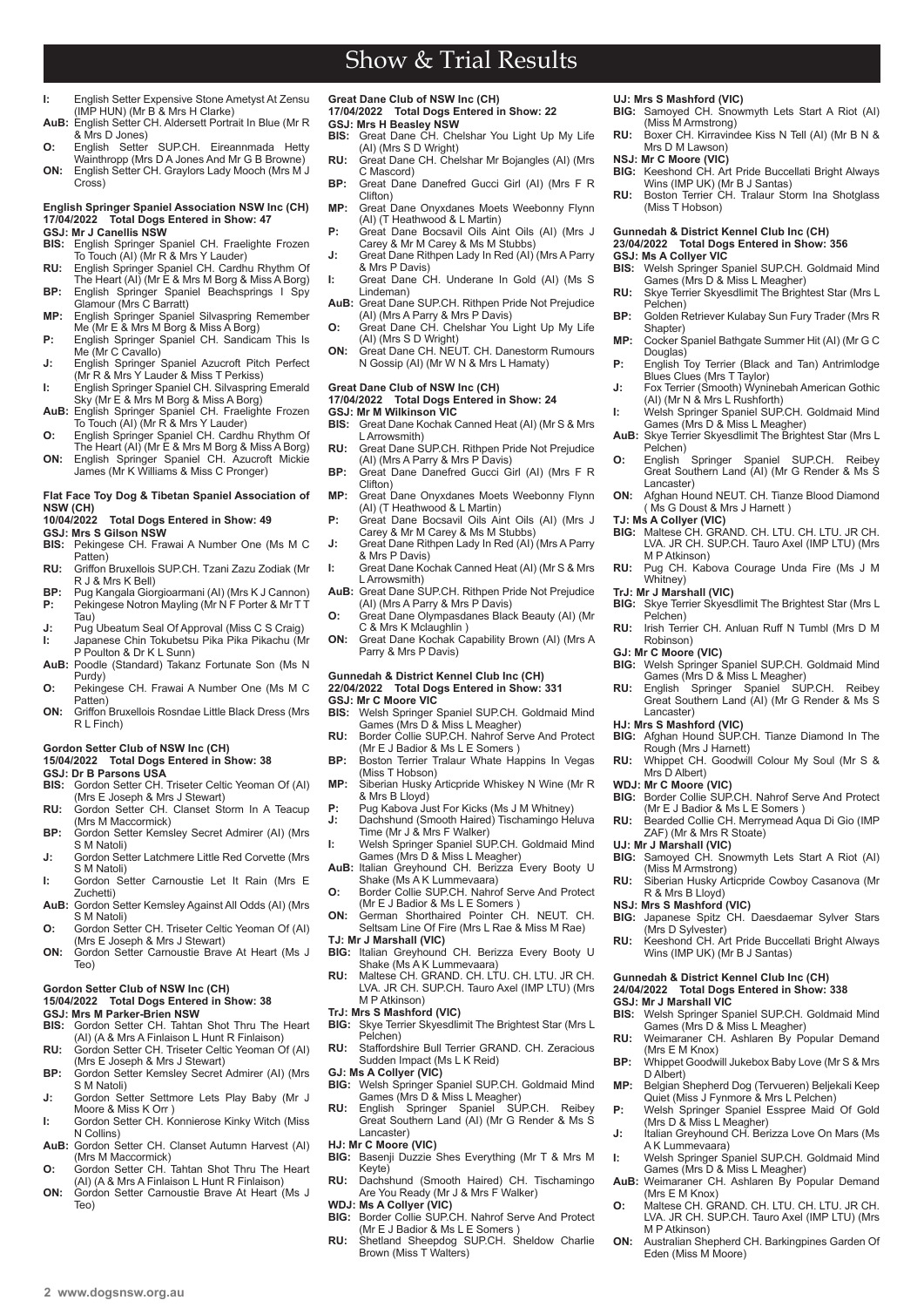# Show & Trial Results

- **I:** English Setter Expensive Stone Ametyst At Zensu (IMP HUN) (Mr B & Mrs H Clarke)
- **AuB:** English Setter CH. Aldersett Portrait In Blue (Mr R & Mrs D Jones)
- **O:** English Setter SUP.CH. Eireannmada Hetty Wainthropp (Mrs D A Jones And Mr G B Browne)
- **ON:** English Setter CH. Graylors Lady Mooch (Mrs M J Cross)

### English Springer Spaniel Association NSW Inc (CH)
**17/04/2022 Total Dogs Entered in Show: 47**
**GSJ: Mr J Canellis NSW**

- **BIS:** English Springer Spaniel CH. Fraelighte Frozen To Touch (AI) (Mr R & Mrs Y Lauder)
- **RU:** English Springer Spaniel CH. Cardhu Rhythm Of The Heart (AI) (Mr E & Mrs M Borg & Miss A Borg)
- **BP:** English Springer Spaniel Beachsprings I Spy Glamour (Mrs C Barratt)
- **MP:** English Springer Spaniel Silvaspring Remember Me (Mr E & Mrs M Borg & Miss A Borg)
- **P:** English Springer Spaniel CH. Sandicam This Is Me (Mr C Cavallo)
- **J:** English Springer Spaniel Azucroft Pitch Perfect (Mr R & Mrs Y Lauder & Miss T Perkiss)
- **I:** English Springer Spaniel CH. Silvaspring Emerald Sky (Mr E & Mrs M Borg & Miss A Borg)
- **AuB:** English Springer Spaniel CH. Fraelighte Frozen To Touch (AI) (Mr R & Mrs Y Lauder)
- **O:** English Springer Spaniel CH. Cardhu Rhythm Of The Heart (AI) (Mr E & Mrs M Borg & Miss A Borg)
- **ON:** English Springer Spaniel CH. Azucroft Mickie James (Mr K Williams & Miss C Pronger)

### Flat Face Toy Dog & Tibetan Spaniel Association of NSW (CH)
**10/04/2022 Total Dogs Entered in Show: 49**
**GSJ: Mrs S Gilson NSW**

- **BIS:** Pekingese CH. Frawai A Number One (Ms M C Patten)
- **RU:** Griffon Bruxellois SUP.CH. Tzani Zazu Zodiak (Mr R J & Mrs K Bell)
- **BP:** Pug Kangala Giorgioarmani (AI) (Mrs K J Cannon)
- **P:** Pekingese Notron Mayling (Mr N F Porter & Mr T T Tau)
- **J:** Pug Ubeatum Seal Of Approval (Miss C S Craig)
- **I:** Japanese Chin Tokubetsu Pika Pika Pikachu (Mr P Poulton & Dr K L Sunn)
- **AuB:** Poodle (Standard) Takanz Fortunate Son (Ms N Purdy)
- **O:** Pekingese CH. Frawai A Number One (Ms M C Patten)
- **ON:** Griffon Bruxellois Rosndae Little Black Dress (Mrs R L Finch)

### Gordon Setter Club of NSW Inc (CH)
**15/04/2022 Total Dogs Entered in Show: 38**
**GSJ: Dr B Parsons USA**

- **BIS:** Gordon Setter CH. Triseter Celtic Yeoman Of (AI) (Mrs E Joseph & Mrs J Stewart)
- **RU:** Gordon Setter CH. Clanset Storm In A Teacup (Mrs M Maccormick)
- **BP:** Gordon Setter Kemsley Secret Admirer (AI) (Mrs S M Natoli)
- **J:** Gordon Setter Latchmere Little Red Corvette (Mrs S M Natoli)
- **I:** Gordon Setter Carnoustie Let It Rain (Mrs E Zuchetti)
- **AuB:** Gordon Setter Kemsley Against All Odds (AI) (Mrs S M Natoli)
- **O:** Gordon Setter CH. Triseter Celtic Yeoman Of (AI) (Mrs E Joseph & Mrs J Stewart)
- **ON:** Gordon Setter Carnoustie Brave At Heart (Ms J Teo)

### Gordon Setter Club of NSW Inc (CH)
**15/04/2022 Total Dogs Entered in Show: 38**
**GSJ: Mrs M Parker-Brien NSW**

- **BIS:** Gordon Setter CH. Tahtan Shot Thru The Heart (AI) (A & Mrs A Finlaison L Hunt R Finlaison)
- **RU:** Gordon Setter CH. Triseter Celtic Yeoman Of (AI) (Mrs E Joseph & Mrs J Stewart)
- **BP:** Gordon Setter Kemsley Secret Admirer (AI) (Mrs S M Natoli)
- **J:** Gordon Setter Settmore Lets Play Baby (Mr J Moore & Miss K Orr )
- **I:** Gordon Setter CH. Konnierose Kinky Witch (Miss N Collins)
- **AuB:** Gordon Setter CH. Clanset Autumn Harvest (AI) (Mrs M Maccormick)
- **O:** Gordon Setter CH. Tahtan Shot Thru The Heart (AI) (A & Mrs A Finlaison L Hunt R Finlaison)
- **ON:** Gordon Setter Carnoustie Brave At Heart (Ms J Teo)

### Great Dane Club of NSW Inc (CH)
**17/04/2022 Total Dogs Entered in Show: 22**
**GSJ: Mrs H Beasley NSW**

- **BIS:** Great Dane CH. Chelshar You Light Up My Life (AI) (Mrs S D Wright)
- **RU:** Great Dane CH. Chelshar Mr Bojangles (AI) (Mrs C Mascord)
- **BP:** Great Dane Danefred Gucci Girl (AI) (Mrs F R Clifton)
- **MP:** Great Dane Onyxdanes Moets Weebonny Flynn (AI) (T Heathwood & L Martin)
- **P:** Great Dane Bocsavil Oils Aint Oils (AI) (Mrs J Carey & Mr M Carey & Ms M Stubbs)
- **J:** Great Dane Rithpen Lady In Red (AI) (Mrs A Parry & Mrs P Davis)
- **I:** Great Dane CH. Underane In Gold (AI) (Ms S Lindeman)
- **AuB:** Great Dane SUP.CH. Rithpen Pride Not Prejudice (AI) (Mrs A Parry & Mrs P Davis)
- **O:** Great Dane CH. Chelshar You Light Up My Life (AI) (Mrs S D Wright)
- **ON:** Great Dane CH. NEUT. CH. Danestorm Rumours N Gossip (AI) (Mr W N & Mrs L Hamaty)

### Great Dane Club of NSW Inc (CH)
**17/04/2022 Total Dogs Entered in Show: 24**
**GSJ: Mr M Wilkinson VIC**

- **BIS:** Great Dane Kochak Canned Heat (AI) (Mr S & Mrs L Arrowsmith)
- **RU:** Great Dane SUP.CH. Rithpen Pride Not Prejudice (AI) (Mrs A Parry & Mrs P Davis)
- **BP:** Great Dane Danefred Gucci Girl (AI) (Mrs F R Clifton)
- **MP:** Great Dane Onyxdanes Moets Weebonny Flynn (AI) (T Heathwood & L Martin)
- **P:** Great Dane Bocsavil Oils Aint Oils (AI) (Mrs J Carey & Mr M Carey & Ms M Stubbs)
- **J:** Great Dane Rithpen Lady In Red (AI) (Mrs A Parry & Mrs P Davis)
- **I:** Great Dane Kochak Canned Heat (AI) (Mr S & Mrs L Arrowsmith)
- **AuB:** Great Dane SUP.CH. Rithpen Pride Not Prejudice (AI) (Mrs A Parry & Mrs P Davis)
- **O:** Great Dane Olympasdanes Black Beauty (AI) (Mr C & Mrs K Mclaughlin )
- **ON:** Great Dane Kochak Capability Brown (AI) (Mrs A Parry & Mrs P Davis)

### Gunnedah & District Kennel Club Inc (CH)
**22/04/2022 Total Dogs Entered in Show: 331**
**GSJ: Mr C Moore VIC**

- **BIS:** Welsh Springer Spaniel SUP.CH. Goldmaid Mind Games (Mrs D & Miss L Meagher)
- **RU:** Border Collie SUP.CH. Nahrof Serve And Protect (Mr E J Badior & Ms L E Somers )
- **BP:** Boston Terrier Tralaur Whate Happins In Vegas (Miss T Hobson)
- **MP:** Siberian Husky Articpride Whiskey N Wine (Mr R & Mrs B Lloyd)
- **P:** Pug Kabova Just For Kicks (Ms J M Whitney)
- **J:** Dachshund (Smooth Haired) Tischamingo Heluva Time (Mr J & Mrs F Walker)
- **I:** Welsh Springer Spaniel SUP.CH. Goldmaid Mind Games (Mrs D & Miss L Meagher)
- **AuB:** Italian Greyhound CH. Berizza Every Booty U Shake (Ms A K Lummevaara)
- **O:** Border Collie SUP.CH. Nahrof Serve And Protect (Mr E J Badior & Ms L E Somers )
- **ON:** German Shorthaired Pointer CH. NEUT. CH. Seltsam Line Of Fire (Mrs L Rae & Miss M Rae)

**TJ: Mr J Marshall (VIC)**

- **BIG:** Italian Greyhound CH. Berizza Every Booty U Shake (Ms A K Lummevaara)
- **RU:** Maltese CH. GRAND. CH. LTU. CH. LTU. JR CH. LVA. JR CH. SUP.CH. Tauro Axel (IMP LTU) (Mrs M P Atkinson)

**TrJ: Mrs S Mashford (VIC)**

- **BIG:** Skye Terrier Skyesdlimit The Brightest Star (Mrs L Pelchen)
- **RU:** Staffordshire Bull Terrier GRAND. CH. Zeracious Sudden Impact (Ms L K Reid)

**GJ: Ms A Collyer (VIC)**

- **BIG:** Welsh Springer Spaniel SUP.CH. Goldmaid Mind Games (Mrs D & Miss L Meagher)
- **RU:** English Springer Spaniel SUP.CH. Reibey Great Southern Land (AI) (Mr G Render & Ms S Lancaster)

**HJ: Mr C Moore (VIC)**

- **BIG:** Basenji Duzzie Shes Everything (Mr T & Mrs M Keyte)
- **RU:** Dachshund (Smooth Haired) CH. Tischamingo Are You Ready (Mr J & Mrs F Walker)

**WDJ: Ms A Collyer (VIC)**

- **BIG:** Border Collie SUP.CH. Nahrof Serve And Protect (Mr E J Badior & Ms L E Somers )
- **RU:** Shetland Sheepdog SUP.CH. Sheldow Charlie Brown (Miss T Walters)

**UJ: Mrs S Mashford (VIC)**

- **BIG:** Samoyed CH. Snowmyth Lets Start A Riot (AI) (Miss M Armstrong)
- **RU:** Boxer CH. Kirravindee Kiss N Tell (AI) (Mr B N & Mrs D M Lawson)

**NSJ: Mr C Moore (VIC)**

- **BIG:** Keeshond CH. Art Pride Buccellati Bright Always Wins (IMP UK) (Mr B J Santas)
- **RU:** Boston Terrier CH. Tralaur Storm Ina Shotglass (Miss T Hobson)

### Gunnedah & District Kennel Club Inc (CH)
**23/04/2022 Total Dogs Entered in Show: 356**
**GSJ: Ms A Collyer VIC**

- **BIS:** Welsh Springer Spaniel SUP.CH. Goldmaid Mind Games (Mrs D & Miss L Meagher)
- **RU:** Skye Terrier Skyesdlimit The Brightest Star (Mrs L Pelchen)
- **BP:** Golden Retriever Kulabay Sun Fury Trader (Mrs R Shapter)
- **MP:** Cocker Spaniel Bathgate Summer Hit (AI) (Mr G C Douglas)
- **P:** English Toy Terrier (Black and Tan) Antrimlodge Blues Clues (Mrs T Taylor)
- **J:** Fox Terrier (Smooth) Wyninebah American Gothic (AI) (Mr N & Mrs L Rushforth)
- **I:** Welsh Springer Spaniel SUP.CH. Goldmaid Mind Games (Mrs D & Miss L Meagher)
- **AuB:** Skye Terrier Skyesdlimit The Brightest Star (Mrs L Pelchen)
- **O:** English Springer Spaniel SUP.CH. Reibey Great Southern Land (AI) (Mr G Render & Ms S Lancaster)
- **ON:** Afghan Hound NEUT. CH. Tianze Blood Diamond ( Ms G Doust & Mrs J Harnett )

**TJ: Ms A Collyer (VIC)**

- **BIG:** Maltese CH. GRAND. CH. LTU. CH. LTU. JR CH. LVA. JR CH. SUP.CH. Tauro Axel (IMP LTU) (Mrs M P Atkinson)
- **RU:** Pug CH. Kabova Courage Unda Fire (Ms J M Whitney)

**TrJ: Mr J Marshall (VIC)**

- **BIG:** Skye Terrier Skyesdlimit The Brightest Star (Mrs L Pelchen)
- **RU:** Irish Terrier CH. Anluan Ruff N Tumbl (Mrs D M Robinson)

**GJ: Mr C Moore (VIC)**

- **BIG:** Welsh Springer Spaniel SUP.CH. Goldmaid Mind Games (Mrs D & Miss L Meagher)
- **RU:** English Springer Spaniel SUP.CH. Reibey Great Southern Land (AI) (Mr G Render & Ms S Lancaster)

**HJ: Mrs S Mashford (VIC)**

- **BIG:** Afghan Hound SUP.CH. Tianze Diamond In The Rough (Mrs J Harnett)
- **RU:** Whippet CH. Goodwill Colour My Soul (Mr S & Mrs D Albert)

**WDJ: Mr C Moore (VIC)**

- **BIG:** Border Collie SUP.CH. Nahrof Serve And Protect (Mr E J Badior & Ms L E Somers )
- **RU:** Bearded Collie CH. Merrymead Aqua Di Gio (IMP ZAF) (Mr & Mrs R Stoate)

**UJ: Mr J Marshall (VIC)**

- **BIG:** Samoyed CH. Snowmyth Lets Start A Riot (AI) (Miss M Armstrong)
- **RU:** Siberian Husky Articpride Cowboy Casanova (Mr R & Mrs B Lloyd)

**NSJ: Mrs S Mashford (VIC)**

- **BIG:** Japanese Spitz CH. Daesdaemar Sylver Stars (Mrs D Sylvester)
- **RU:** Keeshond CH. Art Pride Buccellati Bright Always Wins (IMP UK) (Mr B J Santas)

### Gunnedah & District Kennel Club Inc (CH)
**24/04/2022 Total Dogs Entered in Show: 338**
**GSJ: Mr J Marshall VIC**

- **BIS:** Welsh Springer Spaniel SUP.CH. Goldmaid Mind Games (Mrs D & Miss L Meagher)
- **RU:** Weimaraner CH. Ashlaren By Popular Demand (Mrs E M Knox)
- **BP:** Whippet Goodwill Jukebox Baby Love (Mr S & Mrs D Albert)
- **MP:** Belgian Shepherd Dog (Tervueren) Beljekali Keep Quiet (Miss J Fynmore & Mrs L Pelchen)
- **P:** Welsh Springer Spaniel Esspree Maid Of Gold (Mrs D & Miss L Meagher)
- **J:** Italian Greyhound CH. Berizza Love On Mars (Ms A K Lummevaara)
- **I:** Welsh Springer Spaniel SUP.CH. Goldmaid Mind Games (Mrs D & Miss L Meagher)
- **AuB:** Weimaraner CH. Ashlaren By Popular Demand (Mrs E M Knox)
- **O:** Maltese CH. GRAND. CH. LTU. CH. LTU. JR CH. LVA. JR CH. SUP.CH. Tauro Axel (IMP LTU) (Mrs M P Atkinson)
- **ON:** Australian Shepherd CH. Barkingpines Garden Of Eden (Miss M Moore)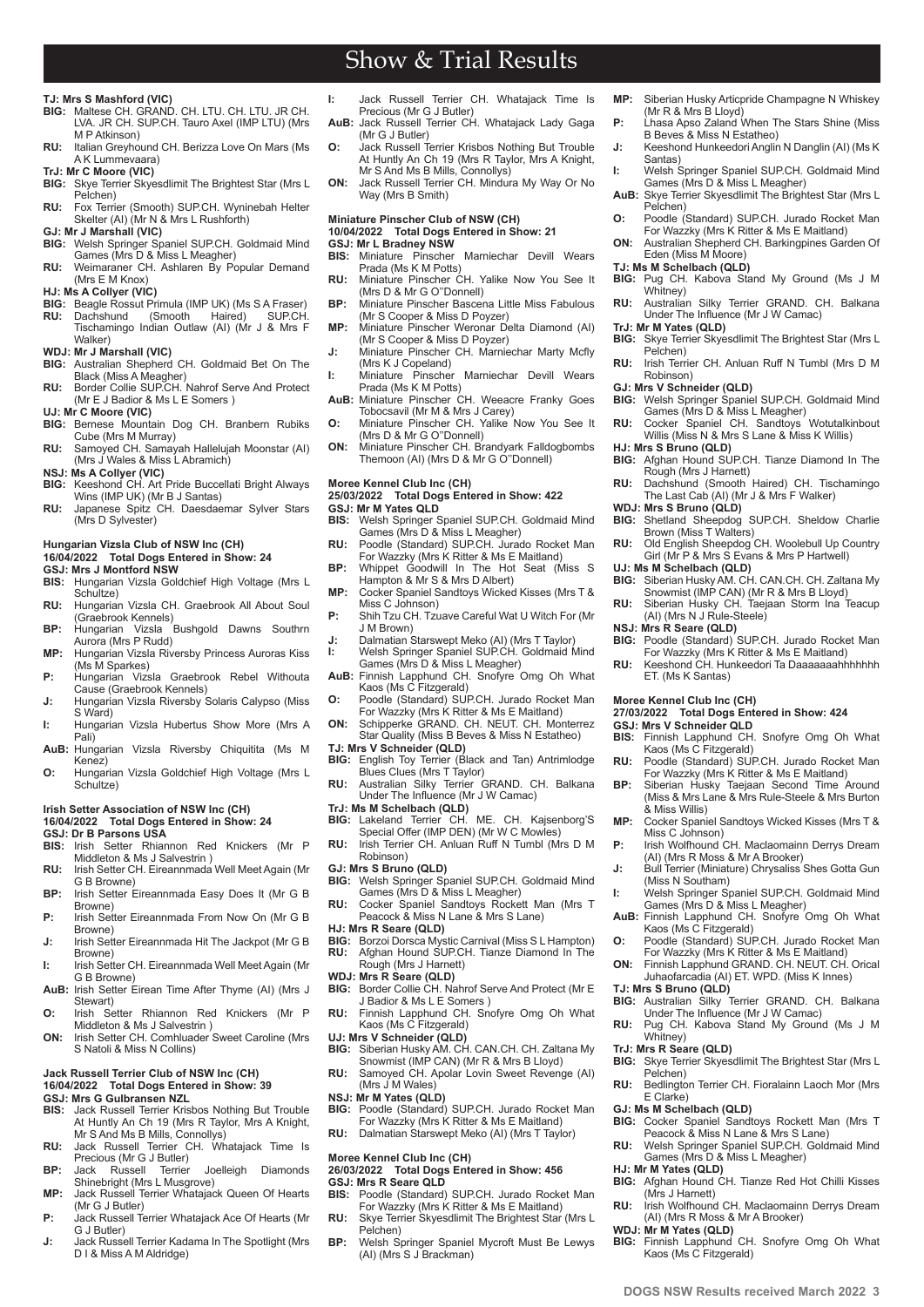# Show & Trial Results

**TJ: Mrs S Mashford (VIC)**
**BIG:** Maltese CH. GRAND. CH. LTU. CH. LTU. JR CH. LVA. JR CH. SUP.CH. Tauro Axel (IMP LTU) (Mrs M P Atkinson)
**RU:** Italian Greyhound CH. Berizza Love On Mars (Ms A K Lummevaara)
**TrJ: Mr C Moore (VIC)**
**BIG:** Skye Terrier Skyesdlimit The Brightest Star (Mrs L Pelchen)
**RU:** Fox Terrier (Smooth) SUP.CH. Wyninebah Helter Skelter (AI) (Mr N & Mrs L Rushforth)
**GJ: Mr J Marshall (VIC)**
**BIG:** Welsh Springer Spaniel SUP.CH. Goldmaid Mind Games (Mrs D & Miss L Meagher)
**RU:** Weimaraner CH. Ashlaren By Popular Demand (Mrs E M Knox)
**HJ: Ms A Collyer (VIC)**
**BIG:** Beagle Rossut Primula (IMP UK) (Ms S A Fraser)
**RU:** Dachshund (Smooth Haired) SUP.CH. Tischamingo Indian Outlaw (AI) (Mr J & Mrs F Walker)
**WDJ: Mr J Marshall (VIC)**
**BIG:** Australian Shepherd CH. Goldmaid Bet On The Black (Miss A Meagher)
**RU:** Border Collie SUP.CH. Nahrof Serve And Protect (Mr E J Badior & Ms L E Somers )
**UJ: Mr C Moore (VIC)**
**BIG:** Bernese Mountain Dog CH. Branbern Rubiks Cube (Mrs M Murray)
**RU:** Samoyed CH. Samayah Hallelujah Moonstar (AI) (Mrs J Wales & Miss L Abramich)
**NSJ: Ms A Collyer (VIC)**
**BIG:** Keeshond CH. Art Pride Buccellati Bright Always Wins (IMP UK) (Mr B J Santas)
**RU:** Japanese Spitz CH. Daesdaemar Sylver Stars (Mrs D Sylvester)

## Hungarian Vizsla Club of NSW Inc (CH)
**16/04/2022 Total Dogs Entered in Show: 24**
**GSJ: Mrs J Montford NSW**
**BIS:** Hungarian Vizsla Goldchief High Voltage (Mrs L Schultze)
**RU:** Hungarian Vizsla CH. Graebrook All About Soul (Graebrook Kennels)
**BP:** Hungarian Vizsla Bushgold Dawns Southrn Aurora (Mrs P Rudd)
**MP:** Hungarian Vizsla Riversby Princess Auroras Kiss (Ms M Sparkes)
**P:** Hungarian Vizsla Graebrook Rebel Withouta Cause (Graebrook Kennels)
**J:** Hungarian Vizsla Riversby Solaris Calypso (Miss S Ward)
**I:** Hungarian Vizsla Hubertus Show More (Mrs A Pali)
**AuB:** Hungarian Vizsla Riversby Chiquitita (Ms M Kenez)
**O:** Hungarian Vizsla Goldchief High Voltage (Mrs L Schultze)

## Irish Setter Association of NSW Inc (CH)
**16/04/2022 Total Dogs Entered in Show: 24**
**GSJ: Dr B Parsons USA**
**BIS:** Irish Setter Rhiannon Red Knickers (Mr P Middleton & Ms J Salvestrin )
**RU:** Irish Setter CH. Eireannmada Well Meet Again (Mr G B Browne)
**BP:** Irish Setter Eireannmada Easy Does It (Mr G B Browne)
**P:** Irish Setter Eireannmada From Now On (Mr G B Browne)
**J:** Irish Setter Eireannmada Hit The Jackpot (Mr G B Browne)
**I:** Irish Setter CH. Eireannmada Well Meet Again (Mr G B Browne)
**AuB:** Irish Setter Eirean Time After Thyme (AI) (Mrs J Stewart)
**O:** Irish Setter Rhiannon Red Knickers (Mr P Middleton & Ms J Salvestrin )
**ON:** Irish Setter CH. Comhluader Sweet Caroline (Mrs S Natoli & Miss N Collins)

## Jack Russell Terrier Club of NSW Inc (CH)
**16/04/2022 Total Dogs Entered in Show: 39**
**GSJ: Mrs G Gulbransen NZL**
**BIS:** Jack Russell Terrier Krisbos Nothing But Trouble At Huntly An Ch 19 (Mrs R Taylor, Mrs A Knight, Mr S And Ms B Mills, Connollys)
**RU:** Jack Russell Terrier CH. Whatajack Time Is Precious (Mr G J Butler)
**BP:** Jack Russell Terrier Joelleigh Diamonds Shinebright (Mrs L Musgrove)
**MP:** Jack Russell Terrier Whatajack Queen Of Hearts (Mr G J Butler)
**P:** Jack Russell Terrier Whatajack Ace Of Hearts (Mr G J Butler)
**J:** Jack Russell Terrier Kadama In The Spotlight (Mrs D I & Miss A M Aldridge)
**I:** Jack Russell Terrier CH. Whatajack Time Is Precious (Mr G J Butler)
**AuB:** Jack Russell Terrier CH. Whatajack Lady Gaga (Mr G J Butler)
**O:** Jack Russell Terrier Krisbos Nothing But Trouble At Huntly An Ch 19 (Mrs R Taylor, Mrs A Knight, Mr S And Ms B Mills, Connollys)
**ON:** Jack Russell Terrier CH. Mindura My Way Or No Way (Mrs B Smith)

## Miniature Pinscher Club of NSW (CH)
**10/04/2022 Total Dogs Entered in Show: 21**
**GSJ: Mr L Bradney NSW**
**BIS:** Miniature Pinscher Marniechar Devill Wears Prada (Ms K M Potts)
**RU:** Miniature Pinscher CH. Yalike Now You See It (Mrs D & Mr G O"Donnell)
**BP:** Miniature Pinscher Bascena Little Miss Fabulous (Mr S Cooper & Miss D Poyzer)
**MP:** Miniature Pinscher Weronar Delta Diamond (AI) (Mr S Cooper & Miss D Poyzer)
**J:** Miniature Pinscher CH. Marniechar Marty Mcfly (Mrs K J Copeland)
**I:** Miniature Pinscher Marniechar Devill Wears Prada (Ms K M Potts)
**AuB:** Miniature Pinscher CH. Weeacre Franky Goes Tobocsavil (Mr M & Mrs J Carey)
**O:** Miniature Pinscher CH. Yalike Now You See It (Mrs D & Mr G O"Donnell)
**ON:** Miniature Pinscher CH. Brandyark Falldogbombs Themoon (AI) (Mrs D & Mr G O"Donnell)

## Moree Kennel Club Inc (CH)
**25/03/2022 Total Dogs Entered in Show: 422**
**GSJ: Mr M Yates QLD**
**BIS:** Welsh Springer Spaniel SUP.CH. Goldmaid Mind Games (Mrs D & Miss L Meagher)
**RU:** Poodle (Standard) SUP.CH. Jurado Rocket Man For Wazzky (Mrs K Ritter & Ms E Maitland)
**BP:** Whippet Goodwill In The Hot Seat (Miss S Hampton & Mr S & Mrs D Albert)
**MP:** Cocker Spaniel Sandtoys Wicked Kisses (Mrs T & Miss C Johnson)
**P:** Shih Tzu CH. Tzuave Careful Wat U Witch For (Mr J M Brown)
**J:** Dalmatian Starswept Meko (AI) (Mrs T Taylor)
**I:** Welsh Springer Spaniel SUP.CH. Goldmaid Mind Games (Mrs D & Miss L Meagher)
**AuB:** Finnish Lapphund CH. Snofyre Omg Oh What Kaos (Ms C Fitzgerald)
**O:** Poodle (Standard) SUP.CH. Jurado Rocket Man For Wazzky (Mrs K Ritter & Ms E Maitland)
**ON:** Schipperke GRAND. CH. NEUT. CH. Monterrez Star Quality (Miss B Beves & Miss N Estatheo)
**TJ: Mrs V Schneider (QLD)**
**BIG:** English Toy Terrier (Black and Tan) Antrimlodge Blues Clues (Mrs T Taylor)
**RU:** Australian Silky Terrier GRAND. CH. Balkana Under The Influence (Mr J W Camac)
**TrJ: Ms M Schelbach (QLD)**
**BIG:** Lakeland Terrier CH. ME. CH. Kajsenborg'S Special Offer (IMP DEN) (Mr W C Mowles)
**RU:** Irish Terrier CH. Anluan Ruff N Tumbl (Mrs D M Robinson)
**GJ: Mrs S Bruno (QLD)**
**BIG:** Welsh Springer Spaniel SUP.CH. Goldmaid Mind Games (Mrs D & Miss L Meagher)
**RU:** Cocker Spaniel Sandtoys Rockett Man (Mrs T Peacock & Miss N Lane & Mrs S Lane)
**HJ: Mrs R Seare (QLD)**
**BIG:** Borzoi Dorsca Mystic Carnival (Miss S L Hampton)
**RU:** Afghan Hound SUP.CH. Tianze Diamond In The Rough (Mrs J Harnett)
**WDJ: Mrs R Seare (QLD)**
**BIG:** Border Collie CH. Nahrof Serve And Protect (Mr E J Badior & Ms L E Somers )
**RU:** Finnish Lapphund CH. Snofyre Omg Oh What Kaos (Ms C Fitzgerald)
**UJ: Mrs V Schneider (QLD)**
**BIG:** Siberian Husky AM. CH. CAN.CH. CH. Zaltana My Snowmist (IMP CAN) (Mr R & Mrs B Lloyd)
**RU:** Samoyed CH. Apolar Lovin Sweet Revenge (AI) (Mrs J M Wales)
**NSJ: Mr M Yates (QLD)**
**BIG:** Poodle (Standard) SUP.CH. Jurado Rocket Man For Wazzky (Mrs K Ritter & Ms E Maitland)
**RU:** Dalmatian Starswept Meko (AI) (Mrs T Taylor)

## Moree Kennel Club Inc (CH)
**26/03/2022 Total Dogs Entered in Show: 456**
**GSJ: Mrs R Seare QLD**
**BIS:** Poodle (Standard) SUP.CH. Jurado Rocket Man For Wazzky (Mrs K Ritter & Ms E Maitland)
**RU:** Skye Terrier Skyesdlimit The Brightest Star (Mrs L Pelchen)
**BP:** Welsh Springer Spaniel Mycroft Must Be Lewys (AI) (Mrs S J Brackman)
**MP:** Siberian Husky Articpride Champagne N Whiskey (Mr R & Mrs B Lloyd)
**P:** Lhasa Apso Zaland When The Stars Shine (Miss B Beves & Miss N Estatheo)
**J:** Keeshond Hunkeedori Anglin N Danglin (AI) (Ms K Santas)
**I:** Welsh Springer Spaniel SUP.CH. Goldmaid Mind Games (Mrs D & Miss L Meagher)
**AuB:** Skye Terrier Skyesdlimit The Brightest Star (Mrs L Pelchen)
**O:** Poodle (Standard) SUP.CH. Jurado Rocket Man For Wazzky (Mrs K Ritter & Ms E Maitland)
**ON:** Australian Shepherd CH. Barkingpines Garden Of Eden (Miss M Moore)
**TJ: Ms M Schelbach (QLD)**
**BIG:** Pug CH. Kabova Stand My Ground (Ms J M Whitney)
**RU:** Australian Silky Terrier GRAND. CH. Balkana Under The Influence (Mr J W Camac)
**TrJ: Mr M Yates (QLD)**
**BIG:** Skye Terrier Skyesdlimit The Brightest Star (Mrs L Pelchen)
**RU:** Irish Terrier CH. Anluan Ruff N Tumbl (Mrs D M Robinson)
**GJ: Mrs V Schneider (QLD)**
**BIG:** Welsh Springer Spaniel SUP.CH. Goldmaid Mind Games (Mrs D & Miss L Meagher)
**RU:** Cocker Spaniel CH. Sandtoys Wotutalkinbout Willis (Miss N & Mrs S Lane & Miss K Willis)
**HJ: Mrs S Bruno (QLD)**
**BIG:** Afghan Hound SUP.CH. Tianze Diamond In The Rough (Mrs J Harnett)
**RU:** Dachshund (Smooth Haired) CH. Tischamingo The Last Cab (AI) (Mr J & Mrs F Walker)
**WDJ: Mrs S Bruno (QLD)**
**BIG:** Shetland Sheepdog SUP.CH. Sheldow Charlie Brown (Miss T Walters)
**RU:** Old English Sheepdog CH. Woolebull Up Country Girl (Mr P & Mrs S Evans & Mrs P Hartwell)
**UJ: Ms M Schelbach (QLD)**
**BIG:** Siberian Husky AM. CH. CAN.CH. CH. Zaltana My Snowmist (IMP CAN) (Mr R & Mrs B Lloyd)
**RU:** Siberian Husky CH. Taejaan Storm Ina Teacup (AI) (Mrs N J Rule-Steele)
**NSJ: Mrs R Seare (QLD)**
**BIG:** Poodle (Standard) SUP.CH. Jurado Rocket Man For Wazzky (Mrs K Ritter & Ms E Maitland)
**RU:** Keeshond CH. Hunkeedori Ta Daaaaaaahhhhhhh ET. (Ms K Santas)

## Moree Kennel Club Inc (CH)
**27/03/2022 Total Dogs Entered in Show: 424**
**GSJ: Mrs V Schneider QLD**
**BIS:** Finnish Lapphund CH. Snofyre Omg Oh What Kaos (Ms C Fitzgerald)
**RU:** Poodle (Standard) SUP.CH. Jurado Rocket Man For Wazzky (Mrs K Ritter & Ms E Maitland)
**BP:** Siberian Husky Taejaan Second Time Around (Miss & Mrs Lane & Mrs Rule-Steele & Mrs Burton & Miss Willis)
**MP:** Cocker Spaniel Sandtoys Wicked Kisses (Mrs T & Miss C Johnson)
**P:** Irish Wolfhound CH. Maclaomainn Derrys Dream (AI) (Mrs R Moss & Mr A Brooker)
**J:** Bull Terrier (Miniature) Chrysaliss Shes Gotta Gun (Miss N Southam)
**I:** Welsh Springer Spaniel SUP.CH. Goldmaid Mind Games (Mrs D & Miss L Meagher)
**AuB:** Finnish Lapphund CH. Snofyre Omg Oh What Kaos (Ms C Fitzgerald)
**O:** Poodle (Standard) SUP.CH. Jurado Rocket Man For Wazzky (Mrs K Ritter & Ms E Maitland)
**ON:** Finnish Lapphund GRAND. CH. NEUT. CH. Orical Juhaofarcadia (AI) ET. WPD. (Miss K Innes)
**TJ: Mrs S Bruno (QLD)**
**BIG:** Australian Silky Terrier GRAND. CH. Balkana Under The Influence (Mr J W Camac)
**RU:** Pug CH. Kabova Stand My Ground (Ms J M Whitney)
**TrJ: Mrs R Seare (QLD)**
**BIG:** Skye Terrier Skyesdlimit The Brightest Star (Mrs L Pelchen)
**RU:** Bedlington Terrier CH. Fioralainn Laoch Mor (Mrs E Clarke)
**GJ: Ms M Schelbach (QLD)**
**BIG:** Cocker Spaniel Sandtoys Rockett Man (Mrs T Peacock & Miss N Lane & Mrs S Lane)
**RU:** Welsh Springer Spaniel SUP.CH. Goldmaid Mind Games (Mrs D & Miss L Meagher)
**HJ: Mr M Yates (QLD)**
**BIG:** Afghan Hound CH. Tianze Red Hot Chilli Kisses (Mrs J Harnett)
**RU:** Irish Wolfhound CH. Maclaomainn Derrys Dream (AI) (Mrs R Moss & Mr A Brooker)
**WDJ: Mr M Yates (QLD)**
**BIG:** Finnish Lapphund CH. Snofyre Omg Oh What Kaos (Ms C Fitzgerald)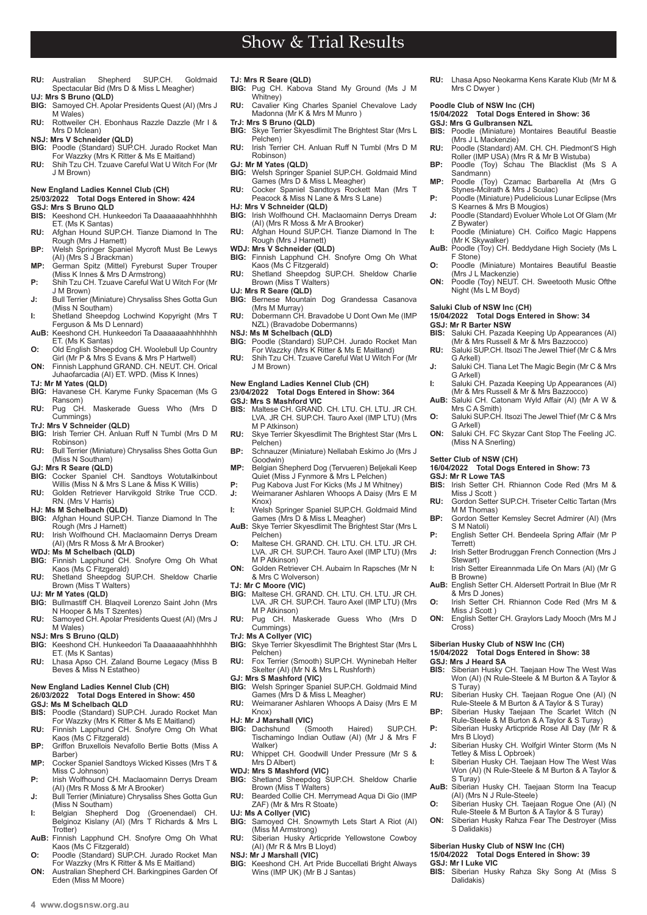# Show & Trial Results

**RU:** Australian Shepherd SUP.CH. Goldmaid Spectacular Bid (Mrs D & Miss L Meagher)

**UJ: Mrs S Bruno (QLD)**

**BIG:** Samoyed CH. Apolar Presidents Quest (AI) (Mrs J M Wales)

**RU:** Rottweiler CH. Ebonhaus Razzle Dazzle (Mr I & Mrs D Mclean)

**NSJ: Mrs V Schneider (QLD)**

**BIG:** Poodle (Standard) SUP.CH. Jurado Rocket Man For Wazzky (Mrs K Ritter & Ms E Maitland)

**RU:** Shih Tzu CH. Tzuave Careful Wat U Witch For (Mr J M Brown)

### New England Ladies Kennel Club (CH)

**25/03/2022 Total Dogs Entered in Show: 424**

**GSJ: Mrs S Bruno QLD**

**BIS:** Keeshond CH. Hunkeedori Ta Daaaaaaahhhhhhh ET. (Ms K Santas)

**RU:** Afghan Hound SUP.CH. Tianze Diamond In The Rough (Mrs J Harnett)

**BP:** Welsh Springer Spaniel Mycroft Must Be Lewys (AI) (Mrs S J Brackman)

**MP:** German Spitz (Mittel) Fyreburst Super Trouper (Miss K Innes & Mrs D Armstrong)

**P:** Shih Tzu CH. Tzuave Careful Wat U Witch For (Mr J M Brown)

**J:** Bull Terrier (Miniature) Chrysaliss Shes Gotta Gun (Miss N Southam)

**I:** Shetland Sheepdog Lochwind Kopyright (Mrs T Ferguson & Ms D Lennard)

**AuB:** Keeshond CH. Hunkeedori Ta Daaaaaaahhhhhhh ET. (Ms K Santas)

**O:** Old English Sheepdog CH. Woolebull Up Country Girl (Mr P & Mrs S Evans & Mrs P Hartwell)

**ON:** Finnish Lapphund GRAND. CH. NEUT. CH. Orical Juhaofarcadia (AI) ET. WPD. (Miss K Innes)

**TJ: Mr M Yates (QLD)**

**BIG:** Havanese CH. Karyme Funky Spaceman (Ms G Ransom)

**RU:** Pug CH. Maskerade Guess Who (Mrs D Cummings)

**TrJ: Mrs V Schneider (QLD)**

**BIG:** Irish Terrier CH. Anluan Ruff N Tumbl (Mrs D M Robinson)

**RU:** Bull Terrier (Miniature) Chrysaliss Shes Gotta Gun (Miss N Southam)

**GJ: Mrs R Seare (QLD)**

**BIG:** Cocker Spaniel CH. Sandtoys Wotutalkinbout Willis (Miss N & Mrs S Lane & Miss K Willis)

**RU:** Golden Retriever Harvikgold Strike True CCD. RN. (Mrs V Harris)

**HJ: Ms M Schelbach (QLD)**

**BIG:** Afghan Hound SUP.CH. Tianze Diamond In The Rough (Mrs J Harnett)

**RU:** Irish Wolfhound CH. Maclaomainn Derrys Dream (AI) (Mrs R Moss & Mr A Brooker)

**WDJ: Ms M Schelbach (QLD)**

**BIG:** Finnish Lapphund CH. Snofyre Omg Oh What Kaos (Ms C Fitzgerald)

**RU:** Shetland Sheepdog SUP.CH. Sheldow Charlie Brown (Miss T Walters)

**UJ: Mr M Yates (QLD)**

**BIG:** Bullmastiff CH. Blaqveil Lorenzo Saint John (Mrs N Hooper & Ms T Szentes)

**RU:** Samoyed CH. Apolar Presidents Quest (AI) (Mrs J M Wales)

**NSJ: Mrs S Bruno (QLD)**

**BIG:** Keeshond CH. Hunkeedori Ta Daaaaaaahhhhhhh ET. (Ms K Santas)

**RU:** Lhasa Apso CH. Zaland Bourne Legacy (Miss B Beves & Miss N Estatheo)

### New England Ladies Kennel Club (CH)

**26/03/2022 Total Dogs Entered in Show: 450**

**GSJ: Ms M Schelbach QLD**

**BIS:** Poodle (Standard) SUP.CH. Jurado Rocket Man For Wazzky (Mrs K Ritter & Ms E Maitland)

**RU:** Finnish Lapphund CH. Snofyre Omg Oh What Kaos (Ms C Fitzgerald)

**BP:** Griffon Bruxellois Nevafollo Bertie Botts (Miss A Barber)

**MP:** Cocker Spaniel Sandtoys Wicked Kisses (Mrs T & Miss C Johnson)

**P:** Irish Wolfhound CH. Maclaomainn Derrys Dream (AI) (Mrs R Moss & Mr A Brooker)

**J:** Bull Terrier (Miniature) Chrysaliss Shes Gotta Gun (Miss N Southam)

**I:** Belgian Shepherd Dog (Groenendael) CH. Belginoz Kislany (AI) (Mrs T Richards & Mrs L Trotter)

**AuB:** Finnish Lapphund CH. Snofyre Omg Oh What Kaos (Ms C Fitzgerald)

**O:** Poodle (Standard) SUP.CH. Jurado Rocket Man For Wazzky (Mrs K Ritter & Ms E Maitland)

**ON:** Australian Shepherd CH. Barkingpines Garden Of Eden (Miss M Moore)

**TJ: Mrs R Seare (QLD)**

**BIG:** Pug CH. Kabova Stand My Ground (Ms J M Whitney)

**RU:** Cavalier King Charles Spaniel Chevalove Lady Madonna (Mr K & Mrs M Munro )

**TrJ: Mrs S Bruno (QLD)**

**BIG:** Skye Terrier Skyesdlimit The Brightest Star (Mrs L Pelchen)

**RU:** Irish Terrier CH. Anluan Ruff N Tumbl (Mrs D M Robinson)

**GJ: Mr M Yates (QLD)**

**BIG:** Welsh Springer Spaniel SUP.CH. Goldmaid Mind Games (Mrs D & Miss L Meagher)

**RU:** Cocker Spaniel Sandtoys Rockett Man (Mrs T Peacock & Miss N Lane & Mrs S Lane)

**HJ: Mrs V Schneider (QLD)**

**BIG:** Irish Wolfhound CH. Maclaomainn Derrys Dream (AI) (Mrs R Moss & Mr A Brooker)

**RU:** Afghan Hound SUP.CH. Tianze Diamond In The Rough (Mrs J Harnett)

**WDJ: Mrs V Schneider (QLD)**

**BIG:** Finnish Lapphund CH. Snofyre Omg Oh What Kaos (Ms C Fitzgerald)

**RU:** Shetland Sheepdog SUP.CH. Sheldow Charlie Brown (Miss T Walters)

**UJ: Mrs R Seare (QLD)**

**BIG:** Bernese Mountain Dog Grandessa Casanova (Mrs M Murray)

**RU:** Dobermann CH. Bravadobe U Dont Own Me (IMP NZL) (Bravadobe Dobermanns)

**NSJ: Ms M Schelbach (QLD)**

**BIG:** Poodle (Standard) SUP.CH. Jurado Rocket Man For Wazzky (Mrs K Ritter & Ms E Maitland)

**RU:** Shih Tzu CH. Tzuave Careful Wat U Witch For (Mr J M Brown)

### New England Ladies Kennel Club (CH)

**23/04/2022 Total Dogs Entered in Show: 364**

**GSJ: Mrs S Mashford VIC**

**BIS:** Maltese CH. GRAND. CH. LTU. CH. LTU. JR CH. LVA. JR CH. SUP.CH. Tauro Axel (IMP LTU) (Mrs M P Atkinson)

**RU:** Skye Terrier Skyesdlimit The Brightest Star (Mrs L Pelchen)

**BP:** Schnauzer (Miniature) Nellabah Eskimo Jo (Mrs J Goodwin)

**MP:** Belgian Shepherd Dog (Tervueren) Beljekali Keep Quiet (Miss J Fynmore & Mrs L Pelchen)

**P:** Pug Kabova Just For Kicks (Ms J M Whitney)

**J:** Weimaraner Ashlaren Whoops A Daisy (Mrs E M Knox)

**I:** Welsh Springer Spaniel SUP.CH. Goldmaid Mind Games (Mrs D & Miss L Meagher)

**AuB:** Skye Terrier Skyesdlimit The Brightest Star (Mrs L Pelchen)

**O:** Maltese CH. GRAND. CH. LTU. CH. LTU. JR CH. LVA. JR CH. SUP.CH. Tauro Axel (IMP LTU) (Mrs M P Atkinson)

**ON:** Golden Retriever CH. Aubairn In Rapsches (Mr N & Mrs C Wolverson)

**TJ: Mr C Moore (VIC)**

**BIG:** Maltese CH. GRAND. CH. LTU. CH. LTU. JR CH. LVA. JR CH. SUP.CH. Tauro Axel (IMP LTU) (Mrs M P Atkinson)

**RU:** Pug CH. Maskerade Guess Who (Mrs D Cummings)

**TrJ: Ms A Collyer (VIC)**

**BIG:** Skye Terrier Skyesdlimit The Brightest Star (Mrs L Pelchen)

**RU:** Fox Terrier (Smooth) SUP.CH. Wyninebah Helter Skelter (AI) (Mr N & Mrs L Rushforth)

**GJ: Mrs S Mashford (VIC)**

**BIG:** Welsh Springer Spaniel SUP.CH. Goldmaid Mind Games (Mrs D & Miss L Meagher)

**RU:** Weimaraner Ashlaren Whoops A Daisy (Mrs E M Knox)

**HJ: Mr J Marshall (VIC)**

**BIG:** Dachshund (Smooth Haired) SUP.CH. Tischamingo Indian Outlaw (AI) (Mr J & Mrs F Walker)

**RU:** Whippet CH. Goodwill Under Pressure (Mr S & Mrs D Albert)

**WDJ: Mrs S Mashford (VIC)**

**BIG:** Shetland Sheepdog SUP.CH. Sheldow Charlie Brown (Miss T Walters)

**RU:** Bearded Collie CH. Merrymead Aqua Di Gio (IMP ZAF) (Mr & Mrs R Stoate)

**UJ: Ms A Collyer (VIC)**

**BIG:** Samoyed CH. Snowmyth Lets Start A Riot (AI) (Miss M Armstrong)

**RU:** Siberian Husky Articpride Yellowstone Cowboy (AI) (Mr R & Mrs B Lloyd)

**NSJ: Mr J Marshall (VIC)**

**BIG:** Keeshond CH. Art Pride Buccellati Bright Always Wins (IMP UK) (Mr B J Santas)

**RU:** Lhasa Apso Neokarma Kens Karate Klub (Mr M & Mrs C Dwyer )

### Poodle Club of NSW Inc (CH)

**15/04/2022 Total Dogs Entered in Show: 36**

**GSJ: Mrs G Gulbransen NZL**

**BIS:** Poodle (Miniature) Montaires Beautiful Beastie (Mrs J L Mackenzie)

**RU:** Poodle (Standard) AM. CH. CH. Piedmont'S High Roller (IMP USA) (Mrs R & Mr B Wistuba)

**BP:** Poodle (Toy) Schau The Blacklist (Ms S A Sandmann)

**MP:** Poodle (Toy) Czamac Barbarella At (Mrs G Stynes-Mcilrath & Mrs J Sculac)

**P:** Poodle (Miniature) Pudelicious Lunar Eclipse (Mrs S Kearnes & Mrs B Mougios)

**J:** Poodle (Standard) Evoluer Whole Lot Of Glam (Mr Z Bywater)

**I:** Poodle (Miniature) CH. Coifico Magic Happens (Mr K Skywalker)

**AuB:** Poodle (Toy) CH. Beddydane High Society (Ms L F Stone)

**O:** Poodle (Miniature) Montaires Beautiful Beastie (Mrs J L Mackenzie)

**ON:** Poodle (Toy) NEUT. CH. Sweetooth Music Ofthe Night (Ms L M Boyd)

### Saluki Club of NSW Inc (CH)

**15/04/2022 Total Dogs Entered in Show: 34**

**GSJ: Mr R Barter NSW**

**BIS:** Saluki CH. Pazada Keeping Up Appearances (AI) (Mr & Mrs Russell & Mr & Mrs Bazzocco)

**RU:** Saluki SUP.CH. Itsozi The Jewel Thief (Mr C & Mrs G Arkell)

**J:** Saluki CH. Tiana Let The Magic Begin (Mr C & Mrs G Arkell)

**I:** Saluki CH. Pazada Keeping Up Appearances (AI) (Mr & Mrs Russell & Mr & Mrs Bazzocco)

**AuB:** Saluki CH. Catonam Wyld Affair (AI) (Mr A W & Mrs C A Smith)

**O:** Saluki SUP.CH. Itsozi The Jewel Thief (Mr C & Mrs G Arkell)

**ON:** Saluki CH. FC Skyzar Cant Stop The Feeling JC. (Miss N A Snerling)

### Setter Club of NSW (CH)

**16/04/2022 Total Dogs Entered in Show: 73**

**GSJ: Mr R Lowe TAS**

**BIS:** Irish Setter CH. Rhiannon Code Red (Mrs M & Miss J Scott )

**RU:** Gordon Setter SUP.CH. Triseter Celtic Tartan (Mrs M M Thomas)

**BP:** Gordon Setter Kemsley Secret Admirer (AI) (Mrs S M Natoli)

**P:** English Setter CH. Bendeela Spring Affair (Mr P Terrett)

**J:** Irish Setter Brodruggan French Connection (Mrs J Stewart)

**I:** Irish Setter Eireannmada Life On Mars (AI) (Mr G B Browne)

**AuB:** English Setter CH. Aldersett Portrait In Blue (Mr R & Mrs D Jones)

**O:** Irish Setter CH. Rhiannon Code Red (Mrs M & Miss J Scott )

**ON:** English Setter CH. Graylors Lady Mooch (Mrs M J Cross)

### Siberian Husky Club of NSW Inc (CH)

**15/04/2022 Total Dogs Entered in Show: 38**

**GSJ: Mrs J Heard SA**

**BIS:** Siberian Husky CH. Taejaan How The West Was Won (AI) (N Rule-Steele & M Burton & A Taylor & S Turay)

**RU:** Siberian Husky CH. Taejaan Rogue One (AI) (N Rule-Steele & M Burton & A Taylor & S Turay)

**BP:** Siberian Husky Taejaan The Scarlet Witch (N Rule-Steele & M Burton & A Taylor & S Turay)

**P:** Siberian Husky Articpride Rose All Day (Mr R & Mrs B Lloyd)

**J:** Siberian Husky CH. Wolfgirl Winter Storm (Ms N Tetley & Miss L Opbroek)

**I:** Siberian Husky CH. Taejaan How The West Was Won (AI) (N Rule-Steele & M Burton & A Taylor & S Turay)

**AuB:** Siberian Husky CH. Taejaan Storm Ina Teacup (AI) (Mrs N J Rule-Steele)

**O:** Siberian Husky CH. Taejaan Rogue One (AI) (N Rule-Steele & M Burton & A Taylor & S Turay)

**ON:** Siberian Husky Rahza Fear The Destroyer (Miss S Dalidakis)

### Siberian Husky Club of NSW Inc (CH)

**15/04/2022 Total Dogs Entered in Show: 39**

**GSJ: Mr I Luke VIC**

**BIS:** Siberian Husky Rahza Sky Song At (Miss S Dalidakis)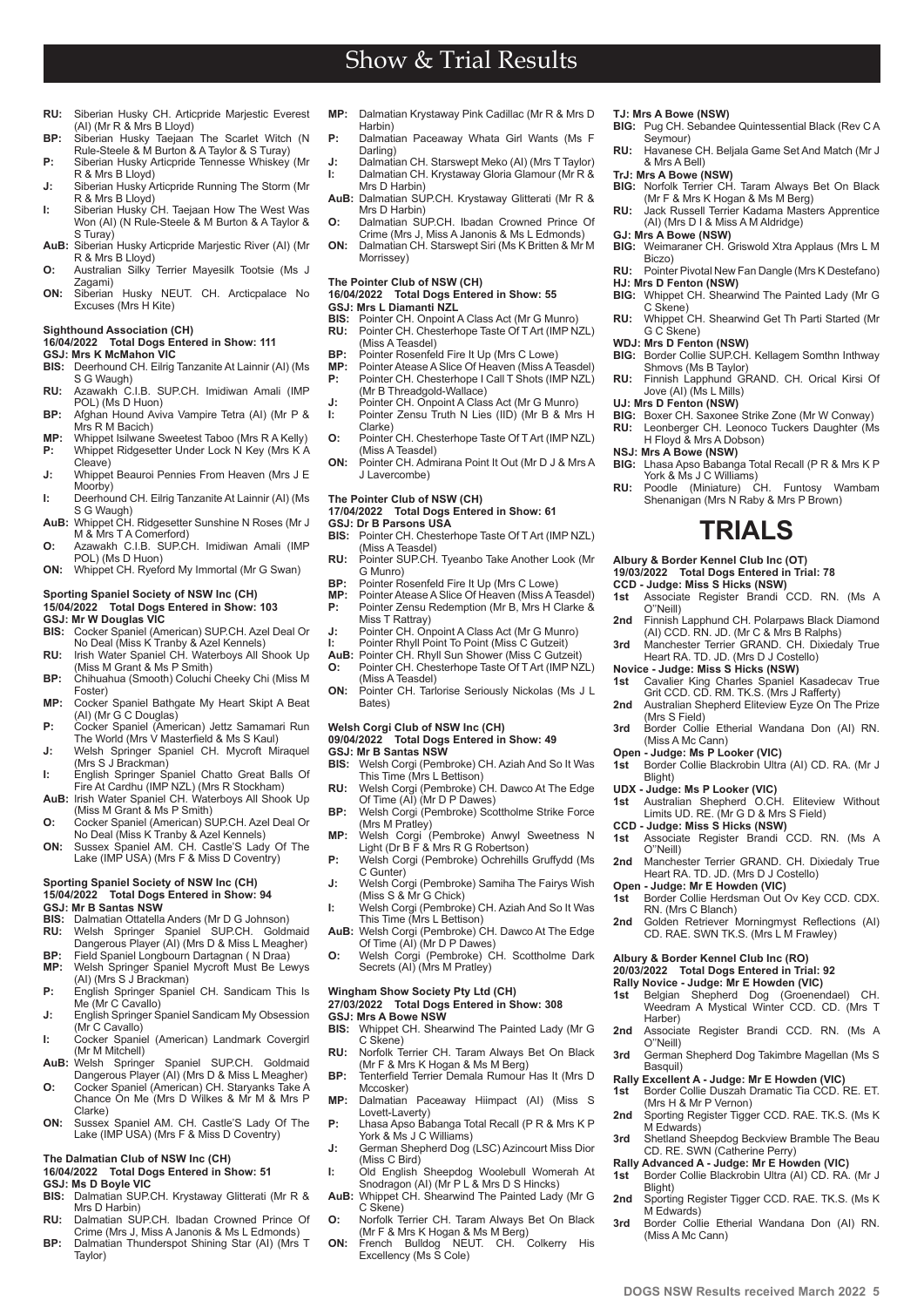# Show & Trial Results

**RU:** Siberian Husky CH. Articpride Marjestic Everest (AI) (Mr R & Mrs B Lloyd)
**BP:** Siberian Husky Taejaan The Scarlet Witch (N Rule-Steele & M Burton & A Taylor & S Turay)
**P:** Siberian Husky Articpride Tennesse Whiskey (Mr R & Mrs B Lloyd)
**J:** Siberian Husky Articpride Running The Storm (Mr R & Mrs B Lloyd)
**I:** Siberian Husky CH. Taejaan How The West Was Won (AI) (N Rule-Steele & M Burton & A Taylor & S Turay)
**AuB:** Siberian Husky Articpride Marjestic River (AI) (Mr R & Mrs B Lloyd)
**O:** Australian Silky Terrier Mayesilk Tootsie (Ms J Zagami)
**ON:** Siberian Husky NEUT. CH. Arcticpalace No Excuses (Mrs H Kite)

**Sighthound Association (CH)**
**16/04/2022 Total Dogs Entered in Show: 111**
**GSJ: Mrs K McMahon VIC**
**BIS:** Deerhound CH. Eilrig Tanzanite At Lainnir (AI) (Ms S G Waugh)
**RU:** Azawakh C.I.B. SUP.CH. Imidiwan Amali (IMP POL) (Ms D Huon)
**BP:** Afghan Hound Aviva Vampire Tetra (AI) (Mr P & Mrs R M Bacich)
**MP:** Whippet Isilwane Sweetest Taboo (Mrs R A Kelly)
**P:** Whippet Ridgesetter Under Lock N Key (Mrs K A Cleave)
**J:** Whippet Beauroi Pennies From Heaven (Mrs J E Moorby)
**I:** Deerhound CH. Eilrig Tanzanite At Lainnir (AI) (Ms S G Waugh)
**AuB:** Whippet CH. Ridgesetter Sunshine N Roses (Mr J M & Mrs T A Comerford)
**O:** Azawakh C.I.B. SUP.CH. Imidiwan Amali (IMP POL) (Ms D Huon)
**ON:** Whippet CH. Ryeford My Immortal (Mr G Swan)

**Sporting Spaniel Society of NSW Inc (CH)**
**15/04/2022 Total Dogs Entered in Show: 103**
**GSJ: Mr W Douglas VIC**
**BIS:** Cocker Spaniel (American) SUP.CH. Azel Deal Or No Deal (Miss K Tranby & Azel Kennels)
**RU:** Irish Water Spaniel CH. Waterboys All Shook Up (Miss M Grant & Ms P Smith)
**BP:** Chihuahua (Smooth) Coluchi Cheeky Chi (Miss M Foster)
**MP:** Cocker Spaniel Bathgate My Heart Skipt A Beat (AI) (Mr G C Douglas)
**P:** Cocker Spaniel (American) Jettz Samamari Run The World (Mrs V Masterfield & Ms S Kaul)
**J:** Welsh Springer Spaniel CH. Mycroft Miraquel (Mrs S J Brackman)
**I:** English Springer Spaniel Chatto Great Balls Of Fire At Cardhu (IMP NZL) (Mrs R Stockham)
**AuB:** Irish Water Spaniel CH. Waterboys All Shook Up (Miss M Grant & Ms P Smith)
**O:** Cocker Spaniel (American) SUP.CH. Azel Deal Or No Deal (Miss K Tranby & Azel Kennels)
**ON:** Sussex Spaniel AM. CH. Castle'S Lady Of The Lake (IMP USA) (Mrs F & Miss D Coventry)

**Sporting Spaniel Society of NSW Inc (CH)**
**15/04/2022 Total Dogs Entered in Show: 94**
**GSJ: Mr B Santas NSW**
**BIS:** Dalmatian Ottatella Anders (Mr D G Johnson)
**RU:** Welsh Springer Spaniel SUP.CH. Goldmaid Dangerous Player (AI) (Mrs D & Miss L Meagher)
**BP:** Field Spaniel Longbourn Dartagnan ( N Draa)
**MP:** Welsh Springer Spaniel Mycroft Must Be Lewys (AI) (Mrs S J Brackman)
**P:** English Springer Spaniel CH. Sandicam This Is Me (Mr C Cavallo)
**J:** English Springer Spaniel Sandicam My Obsession (Mr C Cavallo)
**I:** Cocker Spaniel (American) Landmark Covergirl (Mr M Mitchell)
**AuB:** Welsh Springer Spaniel SUP.CH. Goldmaid Dangerous Player (AI) (Mrs D & Miss L Meagher)
**O:** Cocker Spaniel (American) CH. Staryanks Take A Chance On Me (Mrs D Wilkes & Mr M & Mrs P Clarke)
**ON:** Sussex Spaniel AM. CH. Castle'S Lady Of The Lake (IMP USA) (Mrs F & Miss D Coventry)

**The Dalmatian Club of NSW Inc (CH)**
**16/04/2022 Total Dogs Entered in Show: 51**
**GSJ: Ms D Boyle VIC**
**BIS:** Dalmatian SUP.CH. Krystaway Glitterati (Mr R & Mrs D Harbin)
**RU:** Dalmatian SUP.CH. Ibadan Crowned Prince Of Crime (Mrs J, Miss A Janonis & Ms L Edmonds)
**BP:** Dalmatian Thunderspot Shining Star (AI) (Mrs T Taylor)
**MP:** Dalmatian Krystaway Pink Cadillac (Mr R & Mrs D Harbin)
**P:** Dalmatian Paceaway Whata Girl Wants (Ms F Darling)
**J:** Dalmatian CH. Starswept Meko (AI) (Mrs T Taylor)
**I:** Dalmatian CH. Krystaway Gloria Glamour (Mr R & Mrs D Harbin)
**AuB:** Dalmatian SUP.CH. Krystaway Glitterati (Mr R & Mrs D Harbin)
**O:** Dalmatian SUP.CH. Ibadan Crowned Prince Of Crime (Mrs J, Miss A Janonis & Ms L Edmonds)
**ON:** Dalmatian CH. Starswept Siri (Ms K Britten & Mr M Morrissey)

**The Pointer Club of NSW (CH)**
**16/04/2022 Total Dogs Entered in Show: 55**
**GSJ: Mrs L Diamanti NZL**
**BIS:** Pointer CH. Onpoint A Class Act (Mr G Munro)
**RU:** Pointer CH. Chesterhope Taste Of T Art (IMP NZL) (Miss A Teasdel)
**BP:** Pointer Rosenfeld Fire It Up (Mrs C Lowe)
**MP:** Pointer Atease A Slice Of Heaven (Miss A Teasdel)
**P:** Pointer CH. Chesterhope I Call T Shots (IMP NZL) (Mr B Threadgold-Wallace)
**J:** Pointer CH. Onpoint A Class Act (Mr G Munro)
**I:** Pointer Zensu Truth N Lies (IID) (Mr B & Mrs H Clarke)
**O:** Pointer CH. Chesterhope Taste Of T Art (IMP NZL) (Miss A Teasdel)
**ON:** Pointer CH. Admirana Point It Out (Mr D J & Mrs A J Lavercombe)

**The Pointer Club of NSW (CH)**
**17/04/2022 Total Dogs Entered in Show: 61**
**GSJ: Dr B Parsons USA**
**BIS:** Pointer CH. Chesterhope Taste Of T Art (IMP NZL) (Miss A Teasdel)
**RU:** Pointer SUP.CH. Tyeanbo Take Another Look (Mr G Munro)
**BP:** Pointer Rosenfeld Fire It Up (Mrs C Lowe)
**MP:** Pointer Atease A Slice Of Heaven (Miss A Teasdel)
**P:** Pointer Zensu Redemption (Mr B, Mrs H Clarke & Miss T Rattray)
**J:** Pointer CH. Onpoint A Class Act (Mr G Munro)
**I:** Pointer Rhyll Point To Point (Miss C Gutzeit)
**AuB:** Pointer CH. Rhyll Sun Shower (Miss C Gutzeit)
**O:** Pointer CH. Chesterhope Taste Of T Art (IMP NZL) (Miss A Teasdel)
**ON:** Pointer CH. Tarlorise Seriously Nickolas (Ms J L Bates)

**Welsh Corgi Club of NSW Inc (CH)**
**09/04/2022 Total Dogs Entered in Show: 49**
**GSJ: Mr B Santas NSW**
**BIS:** Welsh Corgi (Pembroke) CH. Aziah And So It Was This Time (Mrs L Bettison)
**RU:** Welsh Corgi (Pembroke) CH. Dawco At The Edge Of Time (AI) (Mr D P Dawes)
**BP:** Welsh Corgi (Pembroke) Scottholme Strike Force (Mrs M Pratley)
**MP:** Welsh Corgi (Pembroke) Anwyl Sweetness N Light (Dr B F & Mrs R G Robertson)
**P:** Welsh Corgi (Pembroke) Ochrehills Gruffydd (Ms C Gunter)
**J:** Welsh Corgi (Pembroke) Samiha The Fairys Wish (Miss S & Mr G Chick)
**I:** Welsh Corgi (Pembroke) CH. Aziah And So It Was This Time (Mrs L Bettison)
**AuB:** Welsh Corgi (Pembroke) CH. Dawco At The Edge Of Time (AI) (Mr D P Dawes)
**O:** Welsh Corgi (Pembroke) CH. Scottholme Dark Secrets (AI) (Mrs M Pratley)

**Wingham Show Society Pty Ltd (CH)**
**27/03/2022 Total Dogs Entered in Show: 308**
**GSJ: Mrs A Bowe NSW**
**BIS:** Whippet CH. Shearwind The Painted Lady (Mr G C Skene)
**RU:** Norfolk Terrier CH. Taram Always Bet On Black (Mr F & Mrs K Hogan & Ms M Berg)
**BP:** Tenterfield Terrier Demala Rumour Has It (Mrs D Mccosker)
**MP:** Dalmatian Paceaway Hiimpact (AI) (Miss S Lovett-Laverty)
**P:** Lhasa Apso Babanga Total Recall (P R & Mrs K P York & Ms J C Williams)
**J:** German Shepherd Dog (LSC) Azincourt Miss Dior (Miss C Bird)
**I:** Old English Sheepdog Woolebull Womerah At Snodragon (AI) (Mr P L & Mrs D S Hincks)
**AuB:** Whippet CH. Shearwind The Painted Lady (Mr G C Skene)
**O:** Norfolk Terrier CH. Taram Always Bet On Black (Mr F & Mrs K Hogan & Ms M Berg)
**ON:** French Bulldog NEUT. CH. Colkerry His Excellency (Ms S Cole)

**TJ: Mrs A Bowe (NSW)**
**BIG:** Pug CH. Sebandee Quintessential Black (Rev C A Seymour)
**RU:** Havanese CH. Beljala Game Set And Match (Mr J & Mrs A Bell)
**TrJ: Mrs A Bowe (NSW)**
**BIG:** Norfolk Terrier CH. Taram Always Bet On Black (Mr F & Mrs K Hogan & Ms M Berg)
**RU:** Jack Russell Terrier Kadama Masters Apprentice (AI) (Mrs D I & Miss A M Aldridge)
**GJ: Mrs A Bowe (NSW)**
**BIG:** Weimaraner CH. Griswold Xtra Applaus (Mrs L M Biczo)
**RU:** Pointer Pivotal New Fan Dangle (Mrs K Destefano)
**HJ: Mrs D Fenton (NSW)**
**BIG:** Whippet CH. Shearwind The Painted Lady (Mr G C Skene)
**RU:** Whippet CH. Shearwind Get Th Parti Started (Mr G C Skene)
**WDJ: Mrs D Fenton (NSW)**
**BIG:** Border Collie SUP.CH. Kellagem Somthn Inthway Shmovs (Ms B Taylor)
**RU:** Finnish Lapphund GRAND. CH. Orical Kirsi Of Jove (AI) (Ms L Mills)
**UJ: Mrs D Fenton (NSW)**
**BIG:** Boxer CH. Saxonee Strike Zone (Mr W Conway)
**RU:** Leonberger CH. Leonoco Tuckers Daughter (Ms H Floyd & Mrs A Dobson)
**NSJ: Mrs A Bowe (NSW)**
**BIG:** Lhasa Apso Babanga Total Recall (P R & Mrs K P York & Ms J C Williams)
**RU:** Poodle (Miniature) CH. Funtosy Wambam Shenanigan (Mrs N Raby & Mrs P Brown)

# TRIALS

**Albury & Border Kennel Club Inc (OT)**
**19/03/2022 Total Dogs Entered in Trial: 78**
**CCD - Judge: Miss S Hicks (NSW)**
**1st** Associate Register Brandi CCD. RN. (Ms A O''Neill)
**2nd** Finnish Lapphund CH. Polarpaws Black Diamond (AI) CCD. RN. JD. (Mr C & Mrs B Ralphs)
**3rd** Manchester Terrier GRAND. CH. Dixiedaly True Heart RA. TD. JD. (Mrs D J Costello)
**Novice - Judge: Miss S Hicks (NSW)**
**1st** Cavalier King Charles Spaniel Kasadecav True Grit CCD. CD. RM. TK.S. (Mrs J Rafferty)
**2nd** Australian Shepherd Eliteview Eyze On The Prize (Mrs S Field)
**3rd** Border Collie Etherial Wandana Don (AI) RN. (Miss A Mc Cann)
**Open - Judge: Ms P Looker (VIC)**
**1st** Border Collie Blackrobin Ultra (AI) CD. RA. (Mr J Blight)
**UDX - Judge: Ms P Looker (VIC)**
**1st** Australian Shepherd O.CH. Eliteview Without Limits UD. RE. (Mr G D & Mrs S Field)
**CCD - Judge: Miss S Hicks (NSW)**
**1st** Associate Register Brandi CCD. RN. (Ms A O''Neill)
**2nd** Manchester Terrier GRAND. CH. Dixiedaly True Heart RA. TD. JD. (Mrs D J Costello)
**Open - Judge: Mr E Howden (VIC)**
**1st** Border Collie Herdsman Out Ov Key CCD. CDX. RN. (Mrs C Blanch)
**2nd** Golden Retriever Morningmyst Reflections (AI) CD. RAE. SWN TK.S. (Mrs L M Frawley)

**Albury & Border Kennel Club Inc (RO)**
**20/03/2022 Total Dogs Entered in Trial: 92**
**Rally Novice - Judge: Mr E Howden (VIC)**
**1st** Belgian Shepherd Dog (Groenendael) CH. Weedram A Mystical Winter CCD. CD. (Mrs T Harber)
**2nd** Associate Register Brandi CCD. RN. (Ms A O''Neill)
**3rd** German Shepherd Dog Takimbre Magellan (Ms S Basquil)
**Rally Excellent A - Judge: Mr E Howden (VIC)**
**1st** Border Collie Duszah Dramatic Tia CCD. RE. ET. (Mrs H & Mr P Vernon)
**2nd** Sporting Register Tigger CCD. RAE. TK.S. (Ms K M Edwards)
**3rd** Shetland Sheepdog Beckview Bramble The Beau CD. RE. SWN (Catherine Perry)
**Rally Advanced A - Judge: Mr E Howden (VIC)**
**1st** Border Collie Blackrobin Ultra (AI) CD. RA. (Mr J Blight)
**2nd** Sporting Register Tigger CCD. RAE. TK.S. (Ms K M Edwards)
**3rd** Border Collie Etherial Wandana Don (AI) RN. (Miss A Mc Cann)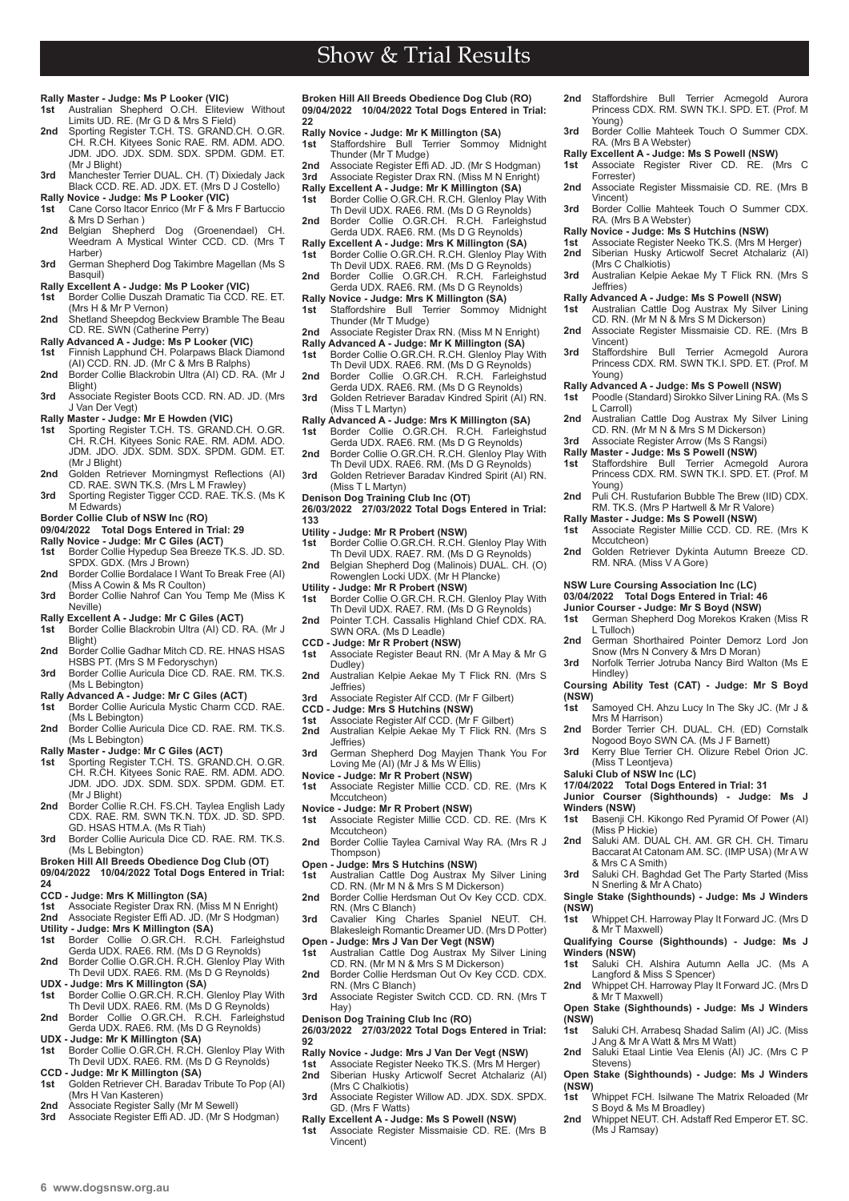# Show & Trial Results

**Rally Master - Judge: Ms P Looker (VIC)**
**1st** Australian Shepherd O.CH. Eliteview Without Limits UD. RE. (Mr G D & Mrs S Field)
**2nd** Sporting Register T.CH. TS. GRAND.CH. O.GR. CH. R.CH. Kityees Sonic RAE. RM. ADM. ADO. JDM. JDO. JDX. SDM. SDX. SPDM. GDM. ET. (Mr J Blight)
**3rd** Manchester Terrier DUAL. CH. (T) Dixiedaly Jack Black CCD. RE. AD. JDX. ET. (Mrs D J Costello)

**Rally Novice - Judge: Ms P Looker (VIC)**
**1st** Cane Corso Itacor Enrico (Mr F & Mrs F Bartuccio & Mrs D Serhan )
**2nd** Belgian Shepherd Dog (Groenendael) CH. Weedram A Mystical Winter CCD. CD. (Mrs T Harber)
**3rd** German Shepherd Dog Takimbre Magellan (Ms S Basquil)

**Rally Excellent A - Judge: Ms P Looker (VIC)**
**1st** Border Collie Duszah Dramatic Tia CCD. RE. ET. (Mrs H & Mr P Vernon)
**2nd** Shetland Sheepdog Beckview Bramble The Beau CD. RE. SWN (Catherine Perry)

**Rally Advanced A - Judge: Ms P Looker (VIC)**
**1st** Finnish Lapphund CH. Polarpaws Black Diamond (AI) CCD. RN. JD. (Mr C & Mrs B Ralphs)
**2nd** Border Collie Blackrobin Ultra (AI) CD. RA. (Mr J Blight)
**3rd** Associate Register Boots CCD. RN. AD. JD. (Mrs J Van Der Vegt)

**Rally Master - Judge: Mr E Howden (VIC)**
**1st** Sporting Register T.CH. TS. GRAND.CH. O.GR. CH. R.CH. Kityees Sonic RAE. RM. ADM. ADO. JDM. JDO. JDX. SDM. SDX. SPDM. GDM. ET. (Mr J Blight)
**2nd** Golden Retriever Morningmyst Reflections (AI) CD. RAE. SWN TK.S. (Mrs L M Frawley)
**3rd** Sporting Register Tigger CCD. RAE. TK.S. (Ms K M Edwards)

**Border Collie Club of NSW Inc (RO)**
**09/04/2022 Total Dogs Entered in Trial: 29**

**Rally Novice - Judge: Mr C Giles (ACT)**
**1st** Border Collie Hypedup Sea Breeze TK.S. JD. SD. SPDX. GDX. (Mrs J Brown)
**2nd** Border Collie Bordalace I Want To Break Free (AI) (Miss A Cowin & Ms R Coulton)
**3rd** Border Collie Nahrof Can You Temp Me (Miss K Neville)

**Rally Excellent A - Judge: Mr C Giles (ACT)**
**1st** Border Collie Blackrobin Ultra (AI) CD. RA. (Mr J Blight)
**2nd** Border Collie Gadhar Mitch CD. RE. HNAS HSAS HSBS PT. (Mrs S M Fedoryschyn)
**3rd** Border Collie Auricula Dice CD. RAE. RM. TK.S. (Ms L Bebington)

**Rally Advanced A - Judge: Mr C Giles (ACT)**
**1st** Border Collie Auricula Mystic Charm CCD. RAE. (Ms L Bebington)
**2nd** Border Collie Auricula Dice CD. RAE. RM. TK.S. (Ms L Bebington)

**Rally Master - Judge: Mr C Giles (ACT)**
**1st** Sporting Register T.CH. TS. GRAND.CH. O.GR. CH. R.CH. Kityees Sonic RAE. RM. ADM. ADO. JDM. JDO. JDX. SDM. SDX. SPDM. GDM. ET. (Mr J Blight)
**2nd** Border Collie R.CH. FS.CH. Taylea English Lady CDX. RAE. RM. SWN TK.N. TDX. JD. SD. SPD. GD. HSAS HTM.A. (Ms R Tiah)
**3rd** Border Collie Auricula Dice CD. RAE. RM. TK.S. (Ms L Bebington)

**Broken Hill All Breeds Obedience Dog Club (OT)**
**09/04/2022 10/04/2022 Total Dogs Entered in Trial: 24**

**CCD - Judge: Mrs K Millington (SA)**
**1st** Associate Register Drax RN. (Miss M N Enright)
**2nd** Associate Register Effi AD. JD. (Mr S Hodgman)

**Utility - Judge: Mrs K Millington (SA)**
**1st** Border Collie O.GR.CH. R.CH. Farleighstud Gerda UDX. RAE6. RM. (Ms D G Reynolds)
**2nd** Border Collie O.GR.CH. R.CH. Glenloy Play With Th Devil UDX. RAE6. RM. (Ms D G Reynolds)

**UDX - Judge: Mrs K Millington (SA)**
**1st** Border Collie O.GR.CH. R.CH. Glenloy Play With Th Devil UDX. RAE6. RM. (Ms D G Reynolds)
**2nd** Border Collie O.GR.CH. R.CH. Farleighstud Gerda UDX. RAE6. RM. (Ms D G Reynolds)

**UDX - Judge: Mr K Millington (SA)**
**1st** Border Collie O.GR.CH. R.CH. Glenloy Play With Th Devil UDX. RAE6. RM. (Ms D G Reynolds)

**CCD - Judge: Mr K Millington (SA)**
**1st** Golden Retriever CH. Baradav Tribute To Pop (AI) (Mrs H Van Kasteren)
**2nd** Associate Register Sally (Mr M Sewell)
**3rd** Associate Register Effi AD. JD. (Mr S Hodgman)

**Broken Hill All Breeds Obedience Dog Club (RO)**
**09/04/2022 10/04/2022 Total Dogs Entered in Trial: 22**

**Rally Novice - Judge: Mr K Millington (SA)**
**1st** Staffordshire Bull Terrier Sommoy Midnight Thunder (Mr T Mudge)
**2nd** Associate Register Effi AD. JD. (Mr S Hodgman)
**3rd** Associate Register Drax RN. (Miss M N Enright)

**Rally Excellent A - Judge: Mr K Millington (SA)**
**1st** Border Collie O.GR.CH. R.CH. Glenloy Play With Th Devil UDX. RAE6. RM. (Ms D G Reynolds)
**2nd** Border Collie O.GR.CH. R.CH. Farleighstud Gerda UDX. RAE6. RM. (Ms D G Reynolds)

**Rally Excellent A - Judge: Mrs K Millington (SA)**
**1st** Border Collie O.GR.CH. R.CH. Glenloy Play With Th Devil UDX. RAE6. RM. (Ms D G Reynolds)
**2nd** Border Collie O.GR.CH. R.CH. Farleighstud Gerda UDX. RAE6. RM. (Ms D G Reynolds)

**Rally Novice - Judge: Mrs K Millington (SA)**
**1st** Staffordshire Bull Terrier Sommoy Midnight Thunder (Mr T Mudge)
**2nd** Associate Register Drax RN. (Miss M N Enright)

**Rally Advanced A - Judge: Mr K Millington (SA)**
**1st** Border Collie O.GR.CH. R.CH. Glenloy Play With Th Devil UDX. RAE6. RM. (Ms D G Reynolds)
**2nd** Border Collie O.GR.CH. R.CH. Farleighstud Gerda UDX. RAE6. RM. (Ms D G Reynolds)
**3rd** Golden Retriever Baradav Kindred Spirit (AI) RN. (Miss T L Martyn)

**Rally Advanced A - Judge: Mrs K Millington (SA)**
**1st** Border Collie O.GR.CH. R.CH. Farleighstud Gerda UDX. RAE6. RM. (Ms D G Reynolds)
**2nd** Border Collie O.GR.CH. R.CH. Glenloy Play With Th Devil UDX. RAE6. RM. (Ms D G Reynolds)
**3rd** Golden Retriever Baradav Kindred Spirit (AI) RN. (Miss T L Martyn)

**Denison Dog Training Club Inc (OT)**
**26/03/2022 27/03/2022 Total Dogs Entered in Trial: 133**

**Utility - Judge: Mr R Probert (NSW)**
**1st** Border Collie O.GR.CH. R.CH. Glenloy Play With Th Devil UDX. RAE7. RM. (Ms D G Reynolds)
**2nd** Belgian Shepherd Dog (Malinois) DUAL. CH. (O) Rowenglen Locki UDX. (Mr H Plancke)

**Utility - Judge: Mr R Probert (NSW)**
**1st** Border Collie O.GR.CH. R.CH. Glenloy Play With Th Devil UDX. RAE7. RM. (Ms D G Reynolds)
**2nd** Pointer T.CH. Cassalis Highland Chief CDX. RA. SWN ORA. (Ms D Leadle)

**CCD - Judge: Mr R Probert (NSW)**
**1st** Associate Register Beaut RN. (Mr A May & Mr G Dudley)
**2nd** Australian Kelpie Aekae My T Flick RN. (Mrs S Jeffries)
**3rd** Associate Register Alf CCD. (Mr F Gilbert)

**CCD - Judge: Ms S Hutchins (NSW)**
**1st** Associate Register Alf CCD. (Mr F Gilbert)
**2nd** Australian Kelpie Aekae My T Flick RN. (Mrs S Jeffries)
**3rd** German Shepherd Dog Mayjen Thank You For Loving Me (AI) (Mr J & Ms W Ellis)

**Novice - Judge: Mr R Probert (NSW)**
**1st** Associate Register Millie CCD. CD. RE. (Mrs K Mccutcheon)

**Novice - Judge: Mr R Probert (NSW)**
**1st** Associate Register Millie CCD. CD. RE. (Mrs K Mccutcheon)
**2nd** Border Collie Taylea Carnival Way RA. (Mrs R J Thompson)

**Open - Judge: Mrs S Hutchins (NSW)**
**1st** Australian Cattle Dog Austrax My Silver Lining CD. RN. (Mr M N & Mrs S M Dickerson)
**2nd** Border Collie Herdsman Out Ov Key CCD. CDX. RN. (Mrs C Blanch)
**3rd** Cavalier King Charles Spaniel NEUT. CH. Blakesleigh Romantic Dreamer UD. (Mrs D Potter)

**Open - Judge: Mrs J Van Der Vegt (NSW)**
**1st** Australian Cattle Dog Austrax My Silver Lining CD. RN. (Mr M N & Mrs S M Dickerson)
**2nd** Border Collie Herdsman Out Ov Key CCD. CDX. RN. (Mrs C Blanch)
**3rd** Associate Register Switch CCD. CD. RN. (Mrs T Hay)

**Denison Dog Training Club Inc (RO)**
**26/03/2022 27/03/2022 Total Dogs Entered in Trial: 92**

**Rally Novice - Judge: Mrs J Van Der Vegt (NSW)**
**1st** Associate Register Neeko TK.S. (Mrs M Herger)
**2nd** Siberian Husky Articwolf Secret Atchalariz (AI) (Mrs C Chalkiotis)
**3rd** Associate Register Willow AD. JDX. SDX. SPDX. GD. (Mrs F Watts)

**Rally Excellent A - Judge: Ms S Powell (NSW)**
**1st** Associate Register Missmaisie CD. RE. (Mrs B Vincent)
**2nd** Staffordshire Bull Terrier Acmegold Aurora Princess CDX. RM. SWN TK.I. SPD. ET. (Prof. M Young)
**3rd** Border Collie Mahteek Touch O Summer CDX. RA. (Mrs B A Webster)

**Rally Excellent A - Judge: Ms S Powell (NSW)**
**1st** Associate Register River CD. RE. (Mrs C Forrester)
**2nd** Associate Register Missmaisie CD. RE. (Mrs B Vincent)
**3rd** Border Collie Mahteek Touch O Summer CDX. RA. (Mrs B A Webster)

**Rally Novice - Judge: Ms S Hutchins (NSW)**
**1st** Associate Register Neeko TK.S. (Mrs M Herger)
**2nd** Siberian Husky Articwolf Secret Atchalariz (AI) (Mrs C Chalkiotis)
**3rd** Australian Kelpie Aekae My T Flick RN. (Mrs S Jeffries)

**Rally Advanced A - Judge: Ms S Powell (NSW)**
**1st** Australian Cattle Dog Austrax My Silver Lining CD. RN. (Mr M N & Mrs S M Dickerson)
**2nd** Associate Register Missmaisie CD. RE. (Mrs B Vincent)
**3rd** Staffordshire Bull Terrier Acmegold Aurora Princess CDX. RM. SWN TK.I. SPD. ET. (Prof. M Young)

**Rally Advanced A - Judge: Ms S Powell (NSW)**
**1st** Poodle (Standard) Sirokko Silver Lining RA. (Ms S L Carroll)
**2nd** Australian Cattle Dog Austrax My Silver Lining CD. RN. (Mr M N & Mrs S M Dickerson)
**3rd** Associate Register Arrow (Ms S Rangsi)

**Rally Master - Judge: Ms S Powell (NSW)**
**1st** Staffordshire Bull Terrier Acmegold Aurora Princess CDX. RM. SWN TK.I. SPD. ET. (Prof. M Young)
**2nd** Puli CH. Rustufarion Bubble The Brew (IID) CDX. RM. TK.S. (Mrs P Hartwell & Mr R Valore)

**Rally Master - Judge: Ms S Powell (NSW)**
**1st** Associate Register Millie CCD. CD. RE. (Mrs K Mccutcheon)
**2nd** Golden Retriever Dykinta Autumn Breeze CD. RM. NRA. (Miss V A Gore)

**NSW Lure Coursing Association Inc (LC)**
**03/04/2022 Total Dogs Entered in Trial: 46**

**Junior Courser - Judge: Mr S Boyd (NSW)**
**1st** German Shepherd Dog Morekos Kraken (Miss R L Tulloch)
**2nd** German Shorthaired Pointer Demorz Lord Jon Snow (Mrs N Convery & Mrs D Moran)
**3rd** Norfolk Terrier Jotruba Nancy Bird Walton (Ms E Hindley)

**Coursing Ability Test (CAT) - Judge: Mr S Boyd (NSW)**
**1st** Samoyed CH. Ahzu Lucy In The Sky JC. (Mr J & Mrs M Harrison)
**2nd** Border Terrier CH. DUAL. CH. (ED) Cornstalk Nogood Boyo SWN CA. (Mrs J F Barnett)
**3rd** Kerry Blue Terrier CH. Olizure Rebel Orion JC. (Miss T Leontjeva)

**Saluki Club of NSW Inc (LC)**
**17/04/2022 Total Dogs Entered in Trial: 31**

**Junior Courser (Sighthounds) - Judge: Ms J Winders (NSW)**
**1st** Basenji CH. Kikongo Red Pyramid Of Power (AI) (Miss P Hickie)
**2nd** Saluki AM. DUAL CH. AM. GR CH. CH. Timaru Baccarat At Catonam AM. SC. (IMP USA) (Mr A W & Mrs C A Smith)
**3rd** Saluki CH. Baghdad Get The Party Started (Miss N Snerling & Mr A Chato)

**Single Stake (Sighthounds) - Judge: Ms J Winders (NSW)**
**1st** Whippet CH. Harroway Play It Forward JC. (Mrs D & Mr T Maxwell)

**Qualifying Course (Sighthounds) - Judge: Ms J Winders (NSW)**
**1st** Saluki CH. Alshira Autumn Aella JC. (Ms A Langford & Miss S Spencer)
**2nd** Whippet CH. Harroway Play It Forward JC. (Mrs D & Mr T Maxwell)

**Open Stake (Sighthounds) - Judge: Ms J Winders (NSW)**
**1st** Saluki CH. Arrabesq Shadad Salim (AI) JC. (Miss J Ang & Mr A Watt & Mrs M Watt)
**2nd** Saluki Etaal Lintie Vea Elenis (AI) JC. (Mrs C P Stevens)

**Open Stake (Sighthounds) - Judge: Ms J Winders (NSW)**
**1st** Whippet FCH. Isilwane The Matrix Reloaded (Mr S Boyd & Ms M Broadley)
**2nd** Whippet NEUT. CH. Adstaff Red Emperor ET. SC. (Ms J Ramsay)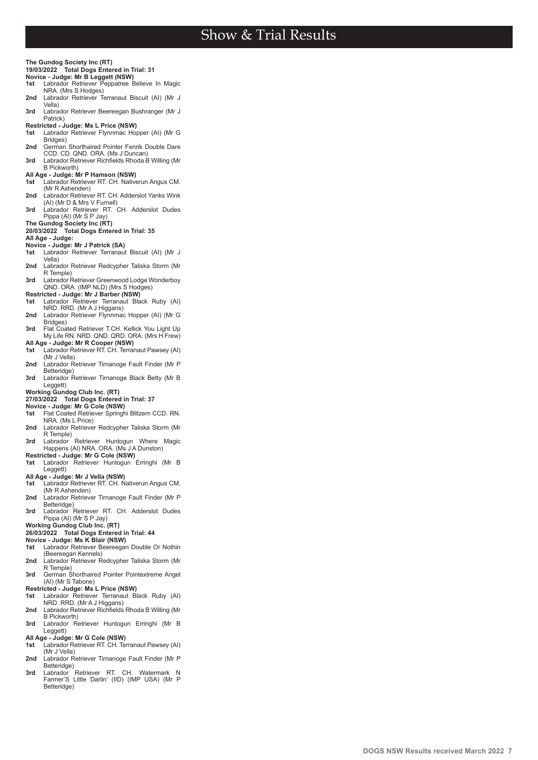# Show & Trial Results

**The Gundog Society Inc (RT)**
**19/03/2022 Total Dogs Entered in Trial: 31**
**Novice - Judge: Mr B Leggett (NSW)**
**1st** Labrador Retriever Peppatree Believe In Magic NRA. (Mrs S Hodges)
**2nd** Labrador Retriever Terranaut Biscuit (AI) (Mr J Vella)
**3rd** Labrador Retriever Beereegan Bushranger (Mr J Patrick)
**Restricted - Judge: Ms L Price (NSW)**
**1st** Labrador Retriever Flynnmac Hopper (AI) (Mr G Bridges)
**2nd** German Shorthaired Pointer Fenrik Double Dare CCD. CD. QND. ORA. (Ms J Duncan)
**3rd** Labrador Retriever Richfields Rhoda B Willing (Mr B Pickworth)
**All Age - Judge: Mr P Hamson (NSW)**
**1st** Labrador Retriever RT. CH. Nativerun Angus CM. (Mr R Ashenden)
**2nd** Labrador Retriever RT. CH. Adderslot Yanks Wink (AI) (Mr D & Mrs V Furnell)
**3rd** Labrador Retriever RT. CH. Adderslot Dudes Pippa (AI) (Mr S P Jay)

**The Gundog Society Inc (RT)**
**20/03/2022 Total Dogs Entered in Trial: 35**
**All Age - Judge:**
**Novice - Judge: Mr J Patrick (SA)**
**1st** Labrador Retriever Terranaut Biscuit (AI) (Mr J Vella)
**2nd** Labrador Retriever Redcypher Taliska Storm (Mr R Temple)
**3rd** Labrador Retriever Greenwood Lodge Wonderboy QND. ORA. (IMP NLD) (Mrs S Hodges)
**Restricted - Judge: Mr J Barber (NSW)**
**1st** Labrador Retriever Terranaut Black Ruby (AI) NRD. RRD. (Mr A J Higgans)
**2nd** Labrador Retriever Flynnmac Hopper (AI) (Mr G Bridges)
**3rd** Flat Coated Retriever T.CH. Kellick You Light Up My Life RN. NRD. QND. QRD. ORA. (Mrs H Frew)
**All Age - Judge: Mr R Cooper (NSW)**
**1st** Labrador Retriever RT. CH. Terranaut Pawsey (AI) (Mr J Vella)
**2nd** Labrador Retriever Tirnanoge Fault Finder (Mr P Betteridge)
**3rd** Labrador Retriever Tirnanoge Black Betty (Mr B Leggett)

**Working Gundog Club Inc. (RT)**
**27/03/2022 Total Dogs Entered in Trial: 37**
**Novice - Judge: Mr G Cole (NSW)**
**1st** Flat Coated Retriever Springhi Blitzem CCD. RN. NRA. (Ms L Price)
**2nd** Labrador Retriever Redcypher Taliska Storm (Mr R Temple)
**3rd** Labrador Retriever Huntogun Where Magic Happens (AI) NRA. ORA. (Ms J A Dunston)
**Restricted - Judge: Mr G Cole (NSW)**
**1st** Labrador Retriever Huntogun Erringhi (Mr B Leggett)
**All Age - Judge: Mr J Vella (NSW)**
**1st** Labrador Retriever RT. CH. Nativerun Angus CM. (Mr R Ashenden)
**2nd** Labrador Retriever Tirnanoge Fault Finder (Mr P Betteridge)
**3rd** Labrador Retriever RT. CH. Adderslot Dudes Pippa (AI) (Mr S P Jay)

**Working Gundog Club Inc. (RT)**
**26/03/2022 Total Dogs Entered in Trial: 44**
**Novice - Judge: Ms K Blair (NSW)**
**1st** Labrador Retriever Beereegan Double Or Nothin (Beereegan Kennels)
**2nd** Labrador Retriever Redcypher Taliska Storm (Mr R Temple)
**3rd** German Shorthaired Pointer Pointextreme Angel (AI) (Mr S Tabone)
**Restricted - Judge: Ms L Price (NSW)**
**1st** Labrador Retriever Terranaut Black Ruby (AI) NRD. RRD. (Mr A J Higgans)
**2nd** Labrador Retriever Richfields Rhoda B Willing (Mr B Pickworth)
**3rd** Labrador Retriever Huntogun Erringhi (Mr B Leggett)
**All Age - Judge: Mr G Cole (NSW)**
**1st** Labrador Retriever RT. CH. Terranaut Pawsey (AI) (Mr J Vella)
**2nd** Labrador Retriever Tirnanoge Fault Finder (Mr P Betteridge)
**3rd** Labrador Retriever RT. CH. Watermark N Farmer'S Little Darlin' (IID) (IMP USA) (Mr P Betteridge)